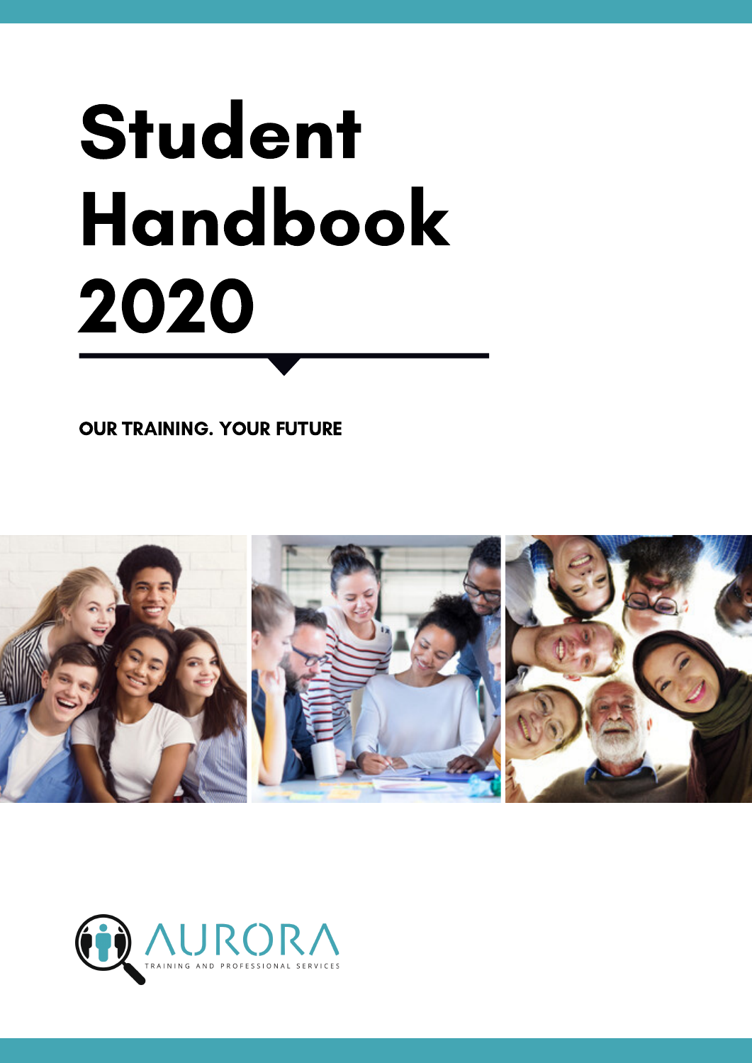# Student Handbook 2020

**OUR TRAINING. YOUR FUTURE**

AURORA

TRAINING AND PROFESSIONAL SERVICES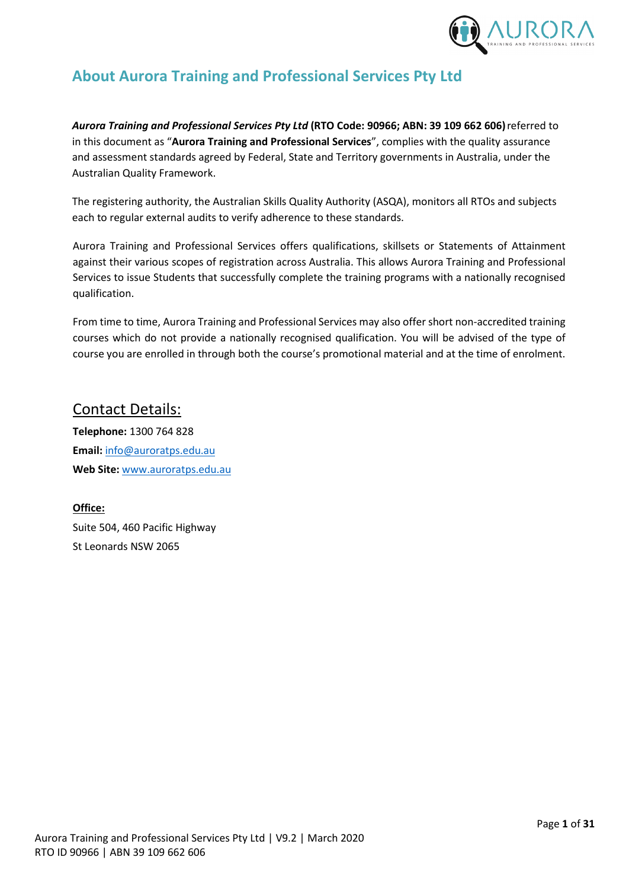# About Aurora Training and Professional Services Pty Ltd

***Aurora Training and Professional Services Pty Ltd*** **(RTO Code: 90966; ABN: 39 109 662 606)** referred to in this document as "**Aurora Training and Professional Services**", complies with the quality assurance and assessment standards agreed by Federal, State and Territory governments in Australia, under the Australian Quality Framework.

The registering authority, the Australian Skills Quality Authority (ASQA), monitors all RTOs and subjects each to regular external audits to verify adherence to these standards.

Aurora Training and Professional Services offers qualifications, skillsets or Statements of Attainment against their various scopes of registration across Australia. This allows Aurora Training and Professional Services to issue Students that successfully complete the training programs with a nationally recognised qualification.

From time to time, Aurora Training and Professional Services may also offer short non-accredited training courses which do not provide a nationally recognised qualification. You will be advised of the type of course you are enrolled in through both the course's promotional material and at the time of enrolment.

## Contact Details:

**Telephone:** 1300 764 828
**Email:** info@auroratps.edu.au
**Web Site:** www.auroratps.edu.au

**Office:**
Suite 504, 460 Pacific Highway
St Leonards NSW 2065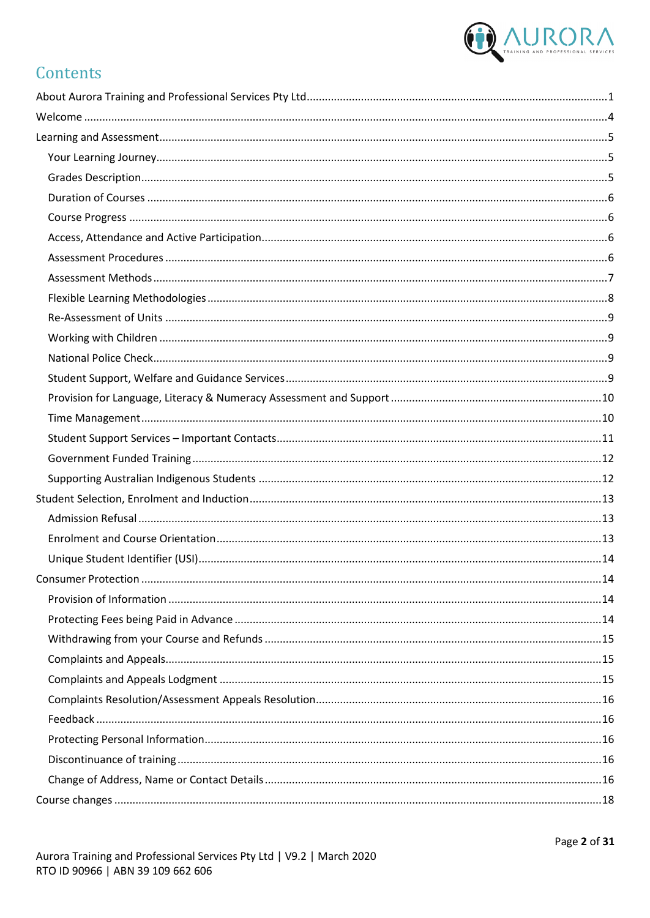# Contents

About Aurora Training and Professional Services Pty Ltd....1

Welcome....4

Learning and Assessment....5

- Your Learning Journey....5
- Grades Description....5
- Duration of Courses....6
- Course Progress....6
- Access, Attendance and Active Participation....6
- Assessment Procedures....6
- Assessment Methods....7
- Flexible Learning Methodologies....8
- Re-Assessment of Units....9
- Working with Children....9
- National Police Check....9
- Student Support, Welfare and Guidance Services....9
- Provision for Language, Literacy & Numeracy Assessment and Support....10
- Time Management....10
- Student Support Services – Important Contacts....11
- Government Funded Training....12
- Supporting Australian Indigenous Students....12

Student Selection, Enrolment and Induction....13

- Admission Refusal....13
- Enrolment and Course Orientation....13
- Unique Student Identifier (USI)....14

Consumer Protection....14

- Provision of Information....14
- Protecting Fees being Paid in Advance....14
- Withdrawing from your Course and Refunds....15
- Complaints and Appeals....15
- Complaints and Appeals Lodgment....15
- Complaints Resolution/Assessment Appeals Resolution....16
- Feedback....16
- Protecting Personal Information....16
- Discontinuance of training....16
- Change of Address, Name or Contact Details....16

Course changes....18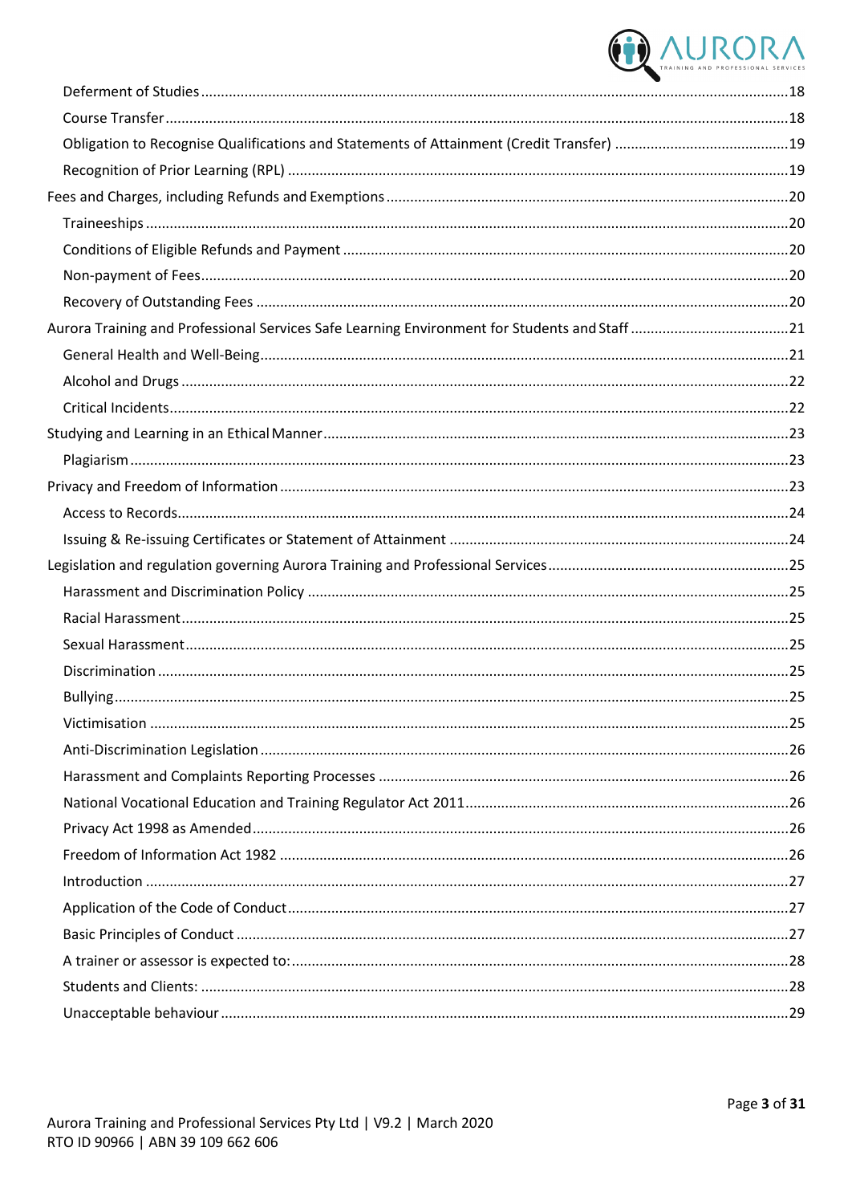Deferment of Studies ..... 18

Course Transfer ..... 18

Obligation to Recognise Qualifications and Statements of Attainment (Credit Transfer) ..... 19

Recognition of Prior Learning (RPL) ..... 19

Fees and Charges, including Refunds and Exemptions ..... 20

Traineeships ..... 20

Conditions of Eligible Refunds and Payment ..... 20

Non-payment of Fees ..... 20

Recovery of Outstanding Fees ..... 20

Aurora Training and Professional Services Safe Learning Environment for Students and Staff ..... 21

General Health and Well-Being ..... 21

Alcohol and Drugs ..... 22

Critical Incidents ..... 22

Studying and Learning in an Ethical Manner ..... 23

Plagiarism ..... 23

Privacy and Freedom of Information ..... 23

Access to Records ..... 24

Issuing & Re-issuing Certificates or Statement of Attainment ..... 24

Legislation and regulation governing Aurora Training and Professional Services ..... 25

Harassment and Discrimination Policy ..... 25

Racial Harassment ..... 25

Sexual Harassment ..... 25

Discrimination ..... 25

Bullying ..... 25

Victimisation ..... 25

Anti-Discrimination Legislation ..... 26

Harassment and Complaints Reporting Processes ..... 26

National Vocational Education and Training Regulator Act 2011 ..... 26

Privacy Act 1998 as Amended ..... 26

Freedom of Information Act 1982 ..... 26

Introduction ..... 27

Application of the Code of Conduct ..... 27

Basic Principles of Conduct ..... 27

A trainer or assessor is expected to: ..... 28

Students and Clients: ..... 28

Unacceptable behaviour ..... 29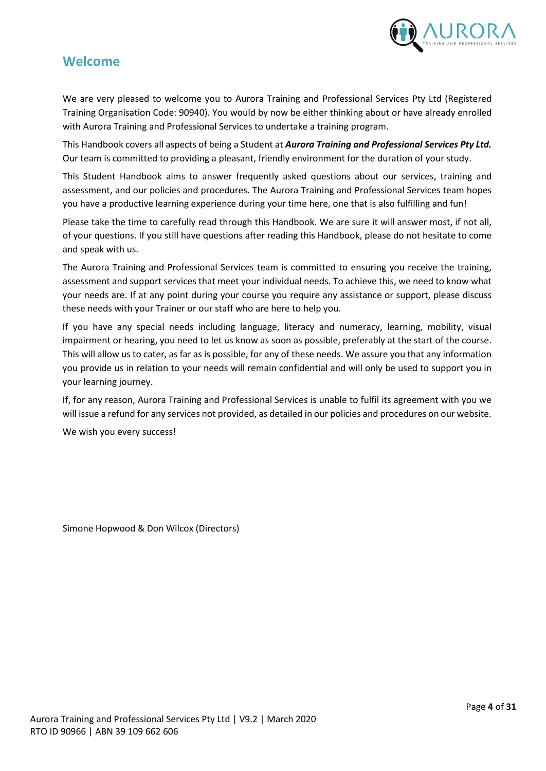## Welcome

We are very pleased to welcome you to Aurora Training and Professional Services Pty Ltd (Registered Training Organisation Code: 90940). You would by now be either thinking about or have already enrolled with Aurora Training and Professional Services to undertake a training program.

This Handbook covers all aspects of being a Student at ***Aurora Training and Professional Services Pty Ltd.*** Our team is committed to providing a pleasant, friendly environment for the duration of your study.

This Student Handbook aims to answer frequently asked questions about our services, training and assessment, and our policies and procedures. The Aurora Training and Professional Services team hopes you have a productive learning experience during your time here, one that is also fulfilling and fun!

Please take the time to carefully read through this Handbook. We are sure it will answer most, if not all, of your questions. If you still have questions after reading this Handbook, please do not hesitate to come and speak with us.

The Aurora Training and Professional Services team is committed to ensuring you receive the training, assessment and support services that meet your individual needs. To achieve this, we need to know what your needs are. If at any point during your course you require any assistance or support, please discuss these needs with your Trainer or our staff who are here to help you.

If you have any special needs including language, literacy and numeracy, learning, mobility, visual impairment or hearing, you need to let us know as soon as possible, preferably at the start of the course. This will allow us to cater, as far as is possible, for any of these needs. We assure you that any information you provide us in relation to your needs will remain confidential and will only be used to support you in your learning journey.

If, for any reason, Aurora Training and Professional Services is unable to fulfil its agreement with you we will issue a refund for any services not provided, as detailed in our policies and procedures on our website.

We wish you every success!

Simone Hopwood & Don Wilcox (Directors)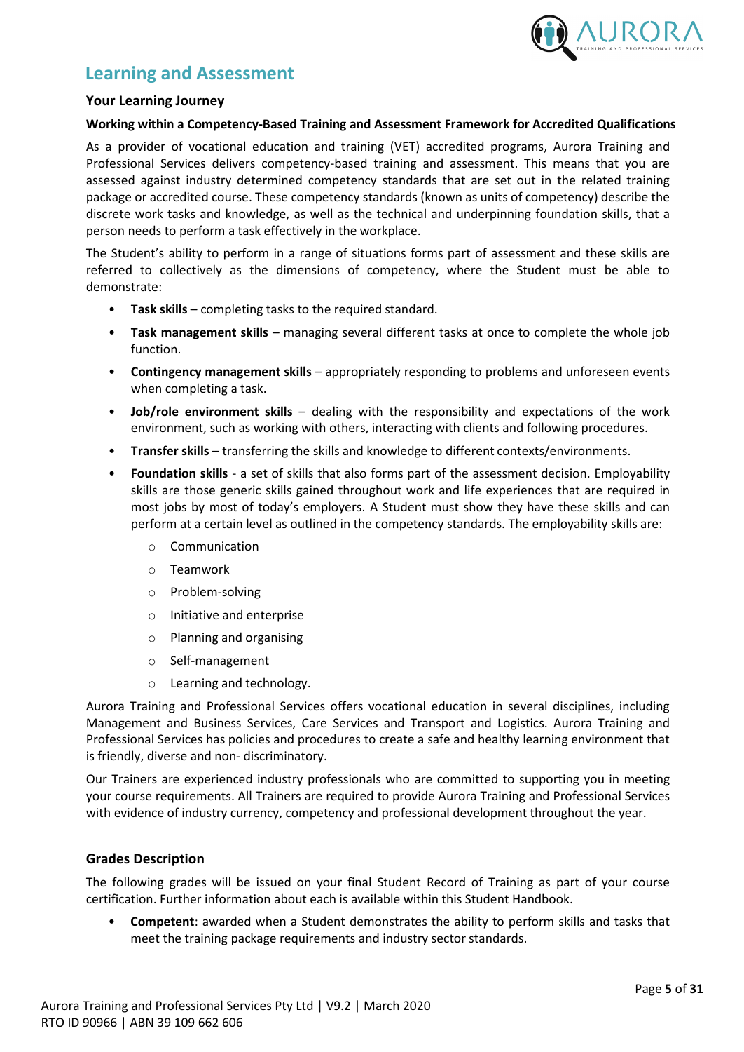## Learning and Assessment

### Your Learning Journey

#### Working within a Competency-Based Training and Assessment Framework for Accredited Qualifications

As a provider of vocational education and training (VET) accredited programs, Aurora Training and Professional Services delivers competency-based training and assessment. This means that you are assessed against industry determined competency standards that are set out in the related training package or accredited course. These competency standards (known as units of competency) describe the discrete work tasks and knowledge, as well as the technical and underpinning foundation skills, that a person needs to perform a task effectively in the workplace.

The Student's ability to perform in a range of situations forms part of assessment and these skills are referred to collectively as the dimensions of competency, where the Student must be able to demonstrate:

- **Task skills** – completing tasks to the required standard.
- **Task management skills** – managing several different tasks at once to complete the whole job function.
- **Contingency management skills** – appropriately responding to problems and unforeseen events when completing a task.
- **Job/role environment skills** – dealing with the responsibility and expectations of the work environment, such as working with others, interacting with clients and following procedures.
- **Transfer skills** – transferring the skills and knowledge to different contexts/environments.
- **Foundation skills** - a set of skills that also forms part of the assessment decision. Employability skills are those generic skills gained throughout work and life experiences that are required in most jobs by most of today's employers. A Student must show they have these skills and can perform at a certain level as outlined in the competency standards. The employability skills are:
  - Communication
  - Teamwork
  - Problem-solving
  - Initiative and enterprise
  - Planning and organising
  - Self-management
  - Learning and technology.

Aurora Training and Professional Services offers vocational education in several disciplines, including Management and Business Services, Care Services and Transport and Logistics. Aurora Training and Professional Services has policies and procedures to create a safe and healthy learning environment that is friendly, diverse and non- discriminatory.

Our Trainers are experienced industry professionals who are committed to supporting you in meeting your course requirements. All Trainers are required to provide Aurora Training and Professional Services with evidence of industry currency, competency and professional development throughout the year.

### Grades Description

The following grades will be issued on your final Student Record of Training as part of your course certification. Further information about each is available within this Student Handbook.

- **Competent**: awarded when a Student demonstrates the ability to perform skills and tasks that meet the training package requirements and industry sector standards.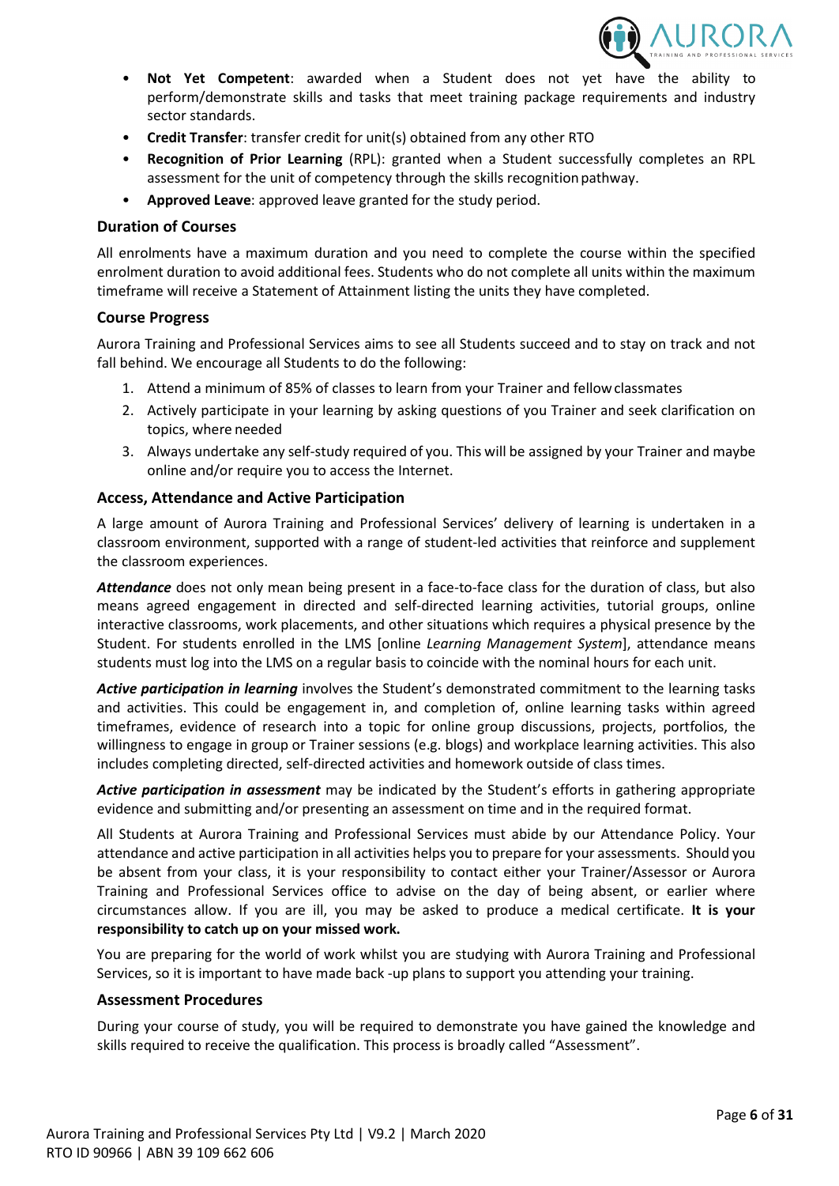- **Not Yet Competent**: awarded when a Student does not yet have the ability to perform/demonstrate skills and tasks that meet training package requirements and industry sector standards.
- **Credit Transfer**: transfer credit for unit(s) obtained from any other RTO
- **Recognition of Prior Learning** (RPL): granted when a Student successfully completes an RPL assessment for the unit of competency through the skills recognition pathway.
- **Approved Leave**: approved leave granted for the study period.

### Duration of Courses

All enrolments have a maximum duration and you need to complete the course within the specified enrolment duration to avoid additional fees. Students who do not complete all units within the maximum timeframe will receive a Statement of Attainment listing the units they have completed.

### Course Progress

Aurora Training and Professional Services aims to see all Students succeed and to stay on track and not fall behind. We encourage all Students to do the following:

1. Attend a minimum of 85% of classes to learn from your Trainer and fellow classmates
2. Actively participate in your learning by asking questions of you Trainer and seek clarification on topics, where needed
3. Always undertake any self-study required of you. This will be assigned by your Trainer and maybe online and/or require you to access the Internet.

### Access, Attendance and Active Participation

A large amount of Aurora Training and Professional Services' delivery of learning is undertaken in a classroom environment, supported with a range of student-led activities that reinforce and supplement the classroom experiences.

***Attendance*** does not only mean being present in a face-to-face class for the duration of class, but also means agreed engagement in directed and self-directed learning activities, tutorial groups, online interactive classrooms, work placements, and other situations which requires a physical presence by the Student. For students enrolled in the LMS [online *Learning Management System*], attendance means students must log into the LMS on a regular basis to coincide with the nominal hours for each unit.

***Active participation in learning*** involves the Student's demonstrated commitment to the learning tasks and activities. This could be engagement in, and completion of, online learning tasks within agreed timeframes, evidence of research into a topic for online group discussions, projects, portfolios, the willingness to engage in group or Trainer sessions (e.g. blogs) and workplace learning activities. This also includes completing directed, self-directed activities and homework outside of class times.

***Active participation in assessment*** may be indicated by the Student's efforts in gathering appropriate evidence and submitting and/or presenting an assessment on time and in the required format.

All Students at Aurora Training and Professional Services must abide by our Attendance Policy. Your attendance and active participation in all activities helps you to prepare for your assessments. Should you be absent from your class, it is your responsibility to contact either your Trainer/Assessor or Aurora Training and Professional Services office to advise on the day of being absent, or earlier where circumstances allow. If you are ill, you may be asked to produce a medical certificate. **It is your responsibility to catch up on your missed work.**

You are preparing for the world of work whilst you are studying with Aurora Training and Professional Services, so it is important to have made back -up plans to support you attending your training.

### Assessment Procedures

During your course of study, you will be required to demonstrate you have gained the knowledge and skills required to receive the qualification. This process is broadly called "Assessment".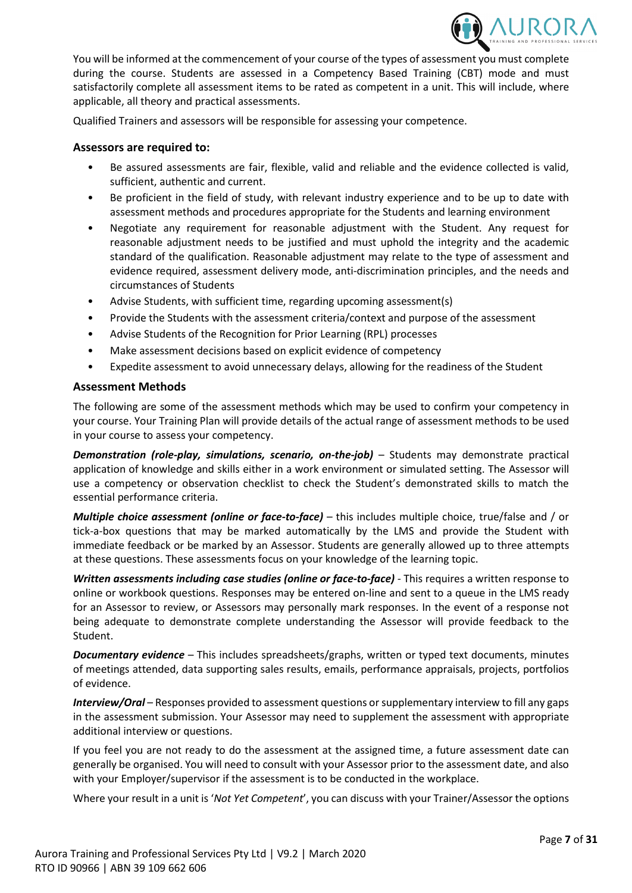You will be informed at the commencement of your course of the types of assessment you must complete during the course. Students are assessed in a Competency Based Training (CBT) mode and must satisfactorily complete all assessment items to be rated as competent in a unit. This will include, where applicable, all theory and practical assessments.

Qualified Trainers and assessors will be responsible for assessing your competence.

### Assessors are required to:

- Be assured assessments are fair, flexible, valid and reliable and the evidence collected is valid, sufficient, authentic and current.
- Be proficient in the field of study, with relevant industry experience and to be up to date with assessment methods and procedures appropriate for the Students and learning environment
- Negotiate any requirement for reasonable adjustment with the Student. Any request for reasonable adjustment needs to be justified and must uphold the integrity and the academic standard of the qualification. Reasonable adjustment may relate to the type of assessment and evidence required, assessment delivery mode, anti-discrimination principles, and the needs and circumstances of Students
- Advise Students, with sufficient time, regarding upcoming assessment(s)
- Provide the Students with the assessment criteria/context and purpose of the assessment
- Advise Students of the Recognition for Prior Learning (RPL) processes
- Make assessment decisions based on explicit evidence of competency
- Expedite assessment to avoid unnecessary delays, allowing for the readiness of the Student

### Assessment Methods

The following are some of the assessment methods which may be used to confirm your competency in your course. Your Training Plan will provide details of the actual range of assessment methods to be used in your course to assess your competency.

***Demonstration (role-play, simulations, scenario, on-the-job)*** – Students may demonstrate practical application of knowledge and skills either in a work environment or simulated setting. The Assessor will use a competency or observation checklist to check the Student's demonstrated skills to match the essential performance criteria.

***Multiple choice assessment (online or face-to-face)*** – this includes multiple choice, true/false and / or tick-a-box questions that may be marked automatically by the LMS and provide the Student with immediate feedback or be marked by an Assessor. Students are generally allowed up to three attempts at these questions. These assessments focus on your knowledge of the learning topic.

***Written assessments including case studies (online or face-to-face)*** - This requires a written response to online or workbook questions. Responses may be entered on-line and sent to a queue in the LMS ready for an Assessor to review, or Assessors may personally mark responses. In the event of a response not being adequate to demonstrate complete understanding the Assessor will provide feedback to the Student.

***Documentary evidence*** – This includes spreadsheets/graphs, written or typed text documents, minutes of meetings attended, data supporting sales results, emails, performance appraisals, projects, portfolios of evidence.

***Interview/Oral*** – Responses provided to assessment questions or supplementary interview to fill any gaps in the assessment submission. Your Assessor may need to supplement the assessment with appropriate additional interview or questions.

If you feel you are not ready to do the assessment at the assigned time, a future assessment date can generally be organised. You will need to consult with your Assessor prior to the assessment date, and also with your Employer/supervisor if the assessment is to be conducted in the workplace.

Where your result in a unit is '*Not Yet Competent*', you can discuss with your Trainer/Assessor the options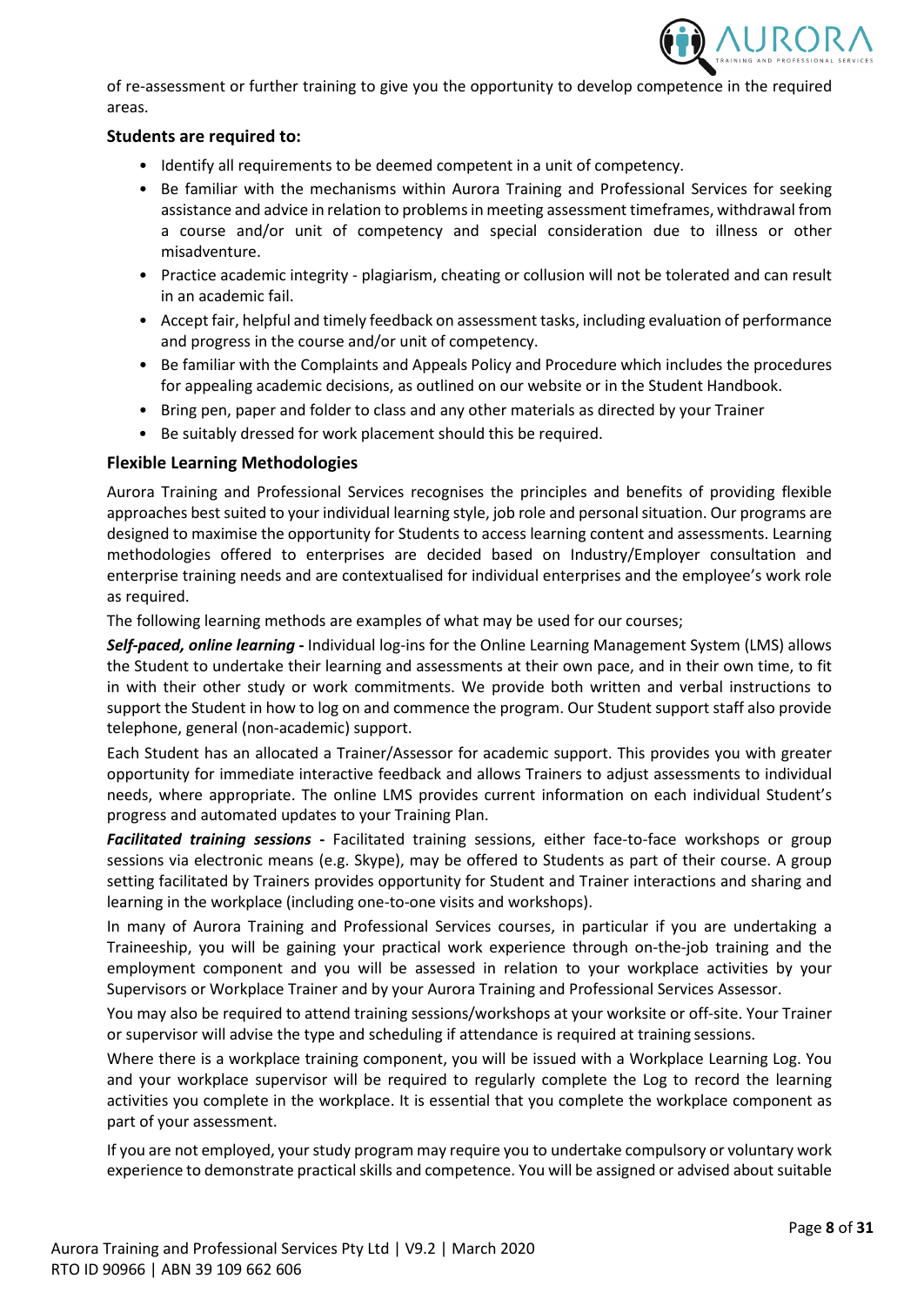of re-assessment or further training to give you the opportunity to develop competence in the required areas.

**Students are required to:**

- Identify all requirements to be deemed competent in a unit of competency.
- Be familiar with the mechanisms within Aurora Training and Professional Services for seeking assistance and advice in relation to problems in meeting assessment timeframes, withdrawal from a course and/or unit of competency and special consideration due to illness or other misadventure.
- Practice academic integrity - plagiarism, cheating or collusion will not be tolerated and can result in an academic fail.
- Accept fair, helpful and timely feedback on assessment tasks, including evaluation of performance and progress in the course and/or unit of competency.
- Be familiar with the Complaints and Appeals Policy and Procedure which includes the procedures for appealing academic decisions, as outlined on our website or in the Student Handbook.
- Bring pen, paper and folder to class and any other materials as directed by your Trainer
- Be suitably dressed for work placement should this be required.

### Flexible Learning Methodologies

Aurora Training and Professional Services recognises the principles and benefits of providing flexible approaches best suited to your individual learning style, job role and personal situation. Our programs are designed to maximise the opportunity for Students to access learning content and assessments. Learning methodologies offered to enterprises are decided based on Industry/Employer consultation and enterprise training needs and are contextualised for individual enterprises and the employee's work role as required.

The following learning methods are examples of what may be used for our courses;

***Self-paced, online learning* -** Individual log-ins for the Online Learning Management System (LMS) allows the Student to undertake their learning and assessments at their own pace, and in their own time, to fit in with their other study or work commitments. We provide both written and verbal instructions to support the Student in how to log on and commence the program. Our Student support staff also provide telephone, general (non-academic) support.

Each Student has an allocated a Trainer/Assessor for academic support. This provides you with greater opportunity for immediate interactive feedback and allows Trainers to adjust assessments to individual needs, where appropriate. The online LMS provides current information on each individual Student's progress and automated updates to your Training Plan.

***Facilitated training sessions* -** Facilitated training sessions, either face-to-face workshops or group sessions via electronic means (e.g. Skype), may be offered to Students as part of their course. A group setting facilitated by Trainers provides opportunity for Student and Trainer interactions and sharing and learning in the workplace (including one-to-one visits and workshops).

In many of Aurora Training and Professional Services courses, in particular if you are undertaking a Traineeship, you will be gaining your practical work experience through on-the-job training and the employment component and you will be assessed in relation to your workplace activities by your Supervisors or Workplace Trainer and by your Aurora Training and Professional Services Assessor.

You may also be required to attend training sessions/workshops at your worksite or off-site. Your Trainer or supervisor will advise the type and scheduling if attendance is required at training sessions.

Where there is a workplace training component, you will be issued with a Workplace Learning Log. You and your workplace supervisor will be required to regularly complete the Log to record the learning activities you complete in the workplace. It is essential that you complete the workplace component as part of your assessment.

If you are not employed, your study program may require you to undertake compulsory or voluntary work experience to demonstrate practical skills and competence. You will be assigned or advised about suitable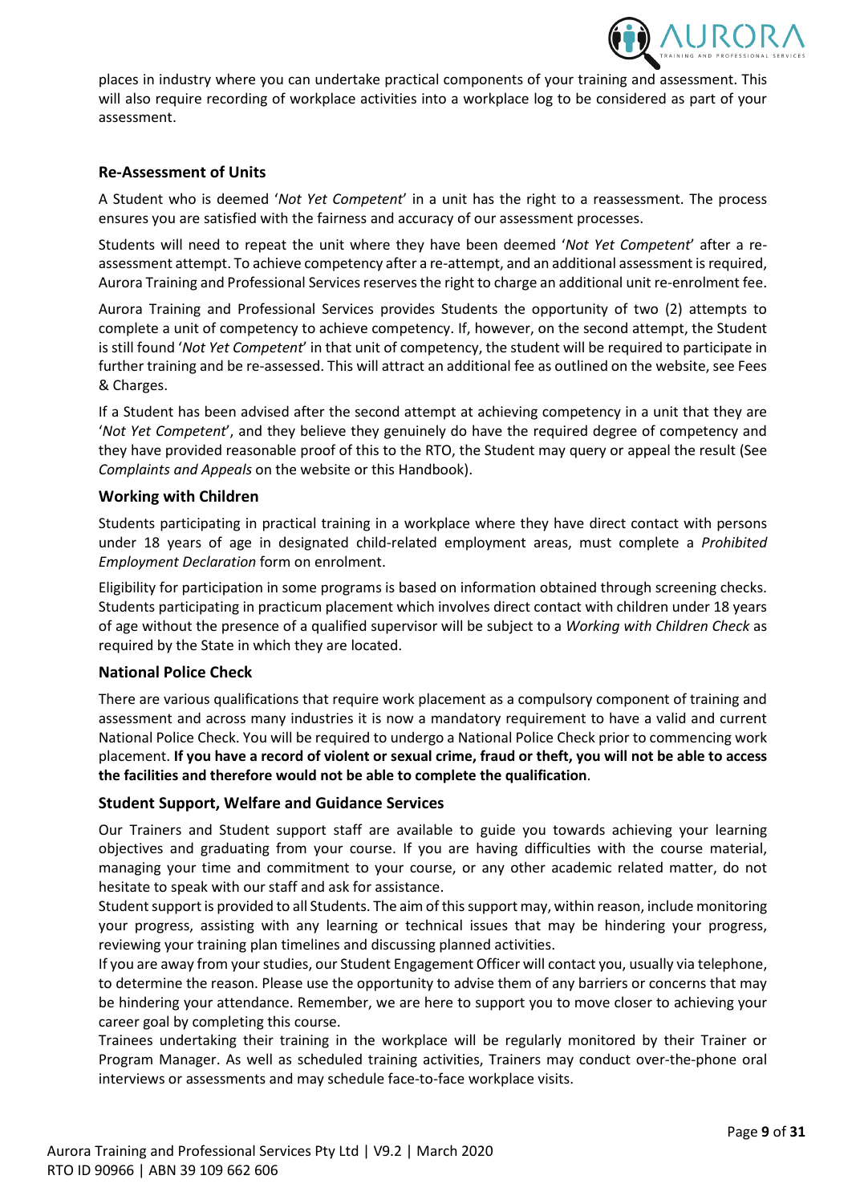places in industry where you can undertake practical components of your training and assessment. This will also require recording of workplace activities into a workplace log to be considered as part of your assessment.

### Re-Assessment of Units

A Student who is deemed '*Not Yet Competent*' in a unit has the right to a reassessment. The process ensures you are satisfied with the fairness and accuracy of our assessment processes.

Students will need to repeat the unit where they have been deemed '*Not Yet Competent*' after a re-assessment attempt. To achieve competency after a re-attempt, and an additional assessment is required, Aurora Training and Professional Services reserves the right to charge an additional unit re-enrolment fee.

Aurora Training and Professional Services provides Students the opportunity of two (2) attempts to complete a unit of competency to achieve competency. If, however, on the second attempt, the Student is still found '*Not Yet Competent*' in that unit of competency, the student will be required to participate in further training and be re-assessed. This will attract an additional fee as outlined on the website, see Fees & Charges.

If a Student has been advised after the second attempt at achieving competency in a unit that they are '*Not Yet Competent*', and they believe they genuinely do have the required degree of competency and they have provided reasonable proof of this to the RTO, the Student may query or appeal the result (See *Complaints and Appeals* on the website or this Handbook).

### Working with Children

Students participating in practical training in a workplace where they have direct contact with persons under 18 years of age in designated child-related employment areas, must complete a *Prohibited Employment Declaration* form on enrolment.

Eligibility for participation in some programs is based on information obtained through screening checks. Students participating in practicum placement which involves direct contact with children under 18 years of age without the presence of a qualified supervisor will be subject to a *Working with Children Check* as required by the State in which they are located.

### National Police Check

There are various qualifications that require work placement as a compulsory component of training and assessment and across many industries it is now a mandatory requirement to have a valid and current National Police Check. You will be required to undergo a National Police Check prior to commencing work placement. **If you have a record of violent or sexual crime, fraud or theft, you will not be able to access the facilities and therefore would not be able to complete the qualification**.

### Student Support, Welfare and Guidance Services

Our Trainers and Student support staff are available to guide you towards achieving your learning objectives and graduating from your course. If you are having difficulties with the course material, managing your time and commitment to your course, or any other academic related matter, do not hesitate to speak with our staff and ask for assistance.

Student support is provided to all Students. The aim of this support may, within reason, include monitoring your progress, assisting with any learning or technical issues that may be hindering your progress, reviewing your training plan timelines and discussing planned activities.

If you are away from your studies, our Student Engagement Officer will contact you, usually via telephone, to determine the reason. Please use the opportunity to advise them of any barriers or concerns that may be hindering your attendance. Remember, we are here to support you to move closer to achieving your career goal by completing this course.

Trainees undertaking their training in the workplace will be regularly monitored by their Trainer or Program Manager. As well as scheduled training activities, Trainers may conduct over-the-phone oral interviews or assessments and may schedule face-to-face workplace visits.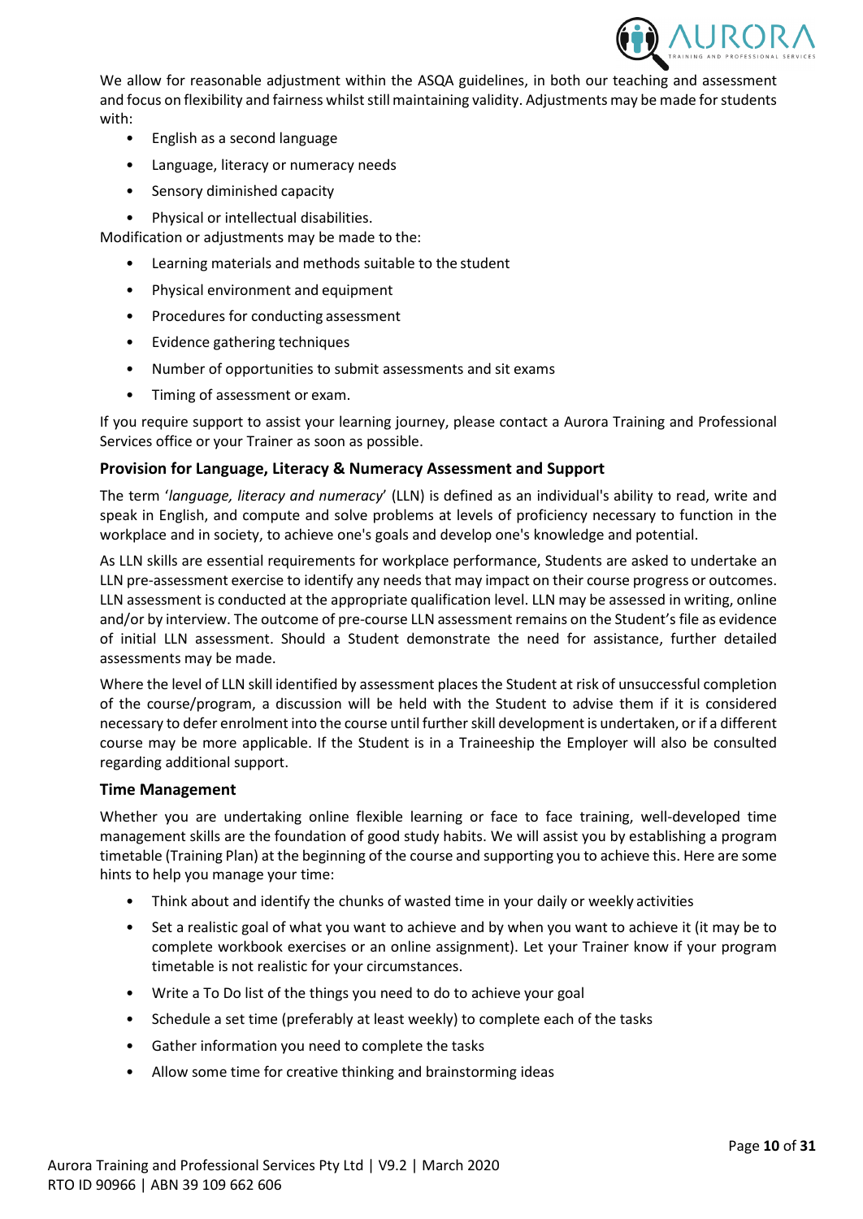We allow for reasonable adjustment within the ASQA guidelines, in both our teaching and assessment and focus on flexibility and fairness whilst still maintaining validity. Adjustments may be made for students with:

- English as a second language
- Language, literacy or numeracy needs
- Sensory diminished capacity
- Physical or intellectual disabilities.

Modification or adjustments may be made to the:

- Learning materials and methods suitable to the student
- Physical environment and equipment
- Procedures for conducting assessment
- Evidence gathering techniques
- Number of opportunities to submit assessments and sit exams
- Timing of assessment or exam.

If you require support to assist your learning journey, please contact a Aurora Training and Professional Services office or your Trainer as soon as possible.

### Provision for Language, Literacy & Numeracy Assessment and Support

The term '*language, literacy and numeracy*' (LLN) is defined as an individual's ability to read, write and speak in English, and compute and solve problems at levels of proficiency necessary to function in the workplace and in society, to achieve one's goals and develop one's knowledge and potential.

As LLN skills are essential requirements for workplace performance, Students are asked to undertake an LLN pre-assessment exercise to identify any needs that may impact on their course progress or outcomes. LLN assessment is conducted at the appropriate qualification level. LLN may be assessed in writing, online and/or by interview. The outcome of pre-course LLN assessment remains on the Student's file as evidence of initial LLN assessment. Should a Student demonstrate the need for assistance, further detailed assessments may be made.

Where the level of LLN skill identified by assessment places the Student at risk of unsuccessful completion of the course/program, a discussion will be held with the Student to advise them if it is considered necessary to defer enrolment into the course until further skill development is undertaken, or if a different course may be more applicable. If the Student is in a Traineeship the Employer will also be consulted regarding additional support.

### Time Management

Whether you are undertaking online flexible learning or face to face training, well-developed time management skills are the foundation of good study habits. We will assist you by establishing a program timetable (Training Plan) at the beginning of the course and supporting you to achieve this. Here are some hints to help you manage your time:

- Think about and identify the chunks of wasted time in your daily or weekly activities
- Set a realistic goal of what you want to achieve and by when you want to achieve it (it may be to complete workbook exercises or an online assignment). Let your Trainer know if your program timetable is not realistic for your circumstances.
- Write a To Do list of the things you need to do to achieve your goal
- Schedule a set time (preferably at least weekly) to complete each of the tasks
- Gather information you need to complete the tasks
- Allow some time for creative thinking and brainstorming ideas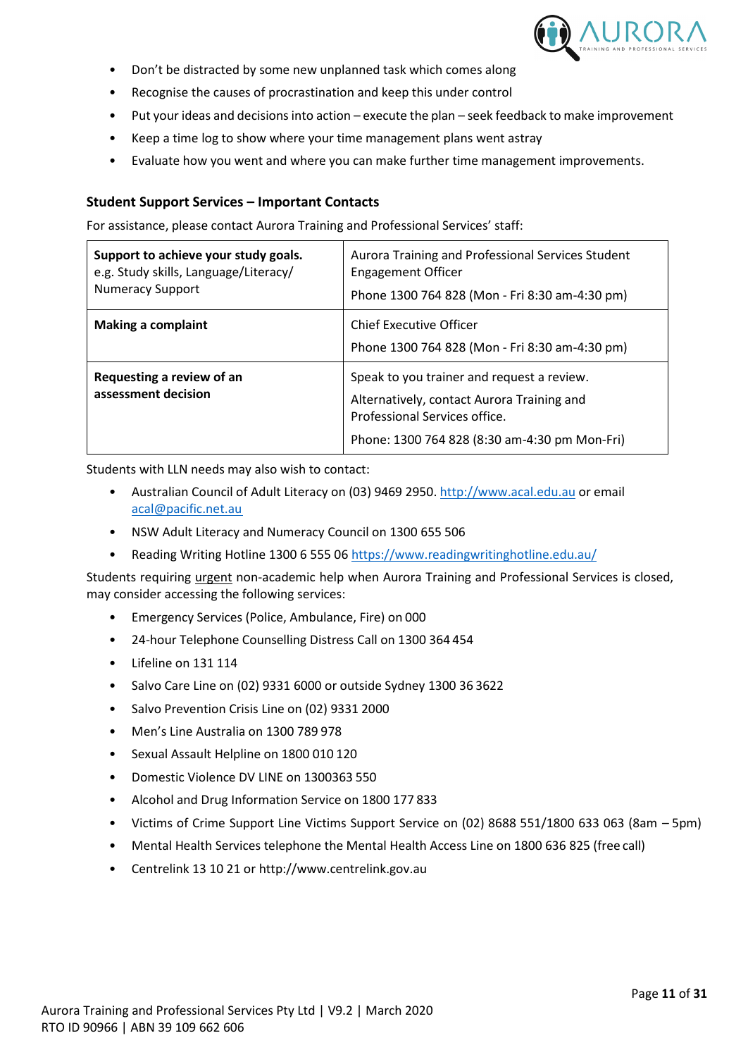- Don't be distracted by some new unplanned task which comes along
- Recognise the causes of procrastination and keep this under control
- Put your ideas and decisions into action – execute the plan – seek feedback to make improvement
- Keep a time log to show where your time management plans went astray
- Evaluate how you went and where you can make further time management improvements.

### Student Support Services – Important Contacts

For assistance, please contact Aurora Training and Professional Services' staff:

| | |
|---|---|
| **Support to achieve your study goals.** e.g. Study skills, Language/Literacy/ Numeracy Support | Aurora Training and Professional Services Student Engagement Officer<br><br>Phone 1300 764 828 (Mon - Fri 8:30 am-4:30 pm) |
| **Making a complaint** | Chief Executive Officer<br><br>Phone 1300 764 828 (Mon - Fri 8:30 am-4:30 pm) |
| **Requesting a review of an assessment decision** | Speak to you trainer and request a review.<br><br>Alternatively, contact Aurora Training and Professional Services office.<br><br>Phone: 1300 764 828 (8:30 am-4:30 pm Mon-Fri) |

Students with LLN needs may also wish to contact:

- Australian Council of Adult Literacy on (03) 9469 2950. http://www.acal.edu.au or email acal@pacific.net.au
- NSW Adult Literacy and Numeracy Council on 1300 655 506
- Reading Writing Hotline 1300 6 555 06 https://www.readingwritinghotline.edu.au/

Students requiring urgent non-academic help when Aurora Training and Professional Services is closed, may consider accessing the following services:

- Emergency Services (Police, Ambulance, Fire) on 000
- 24-hour Telephone Counselling Distress Call on 1300 364 454
- Lifeline on 131 114
- Salvo Care Line on (02) 9331 6000 or outside Sydney 1300 36 3622
- Salvo Prevention Crisis Line on (02) 9331 2000
- Men's Line Australia on 1300 789 978
- Sexual Assault Helpline on 1800 010 120
- Domestic Violence DV LINE on 1300363 550
- Alcohol and Drug Information Service on 1800 177 833
- Victims of Crime Support Line Victims Support Service on (02) 8688 551/1800 633 063 (8am – 5pm)
- Mental Health Services telephone the Mental Health Access Line on 1800 636 825 (free call)
- Centrelink 13 10 21 or http://www.centrelink.gov.au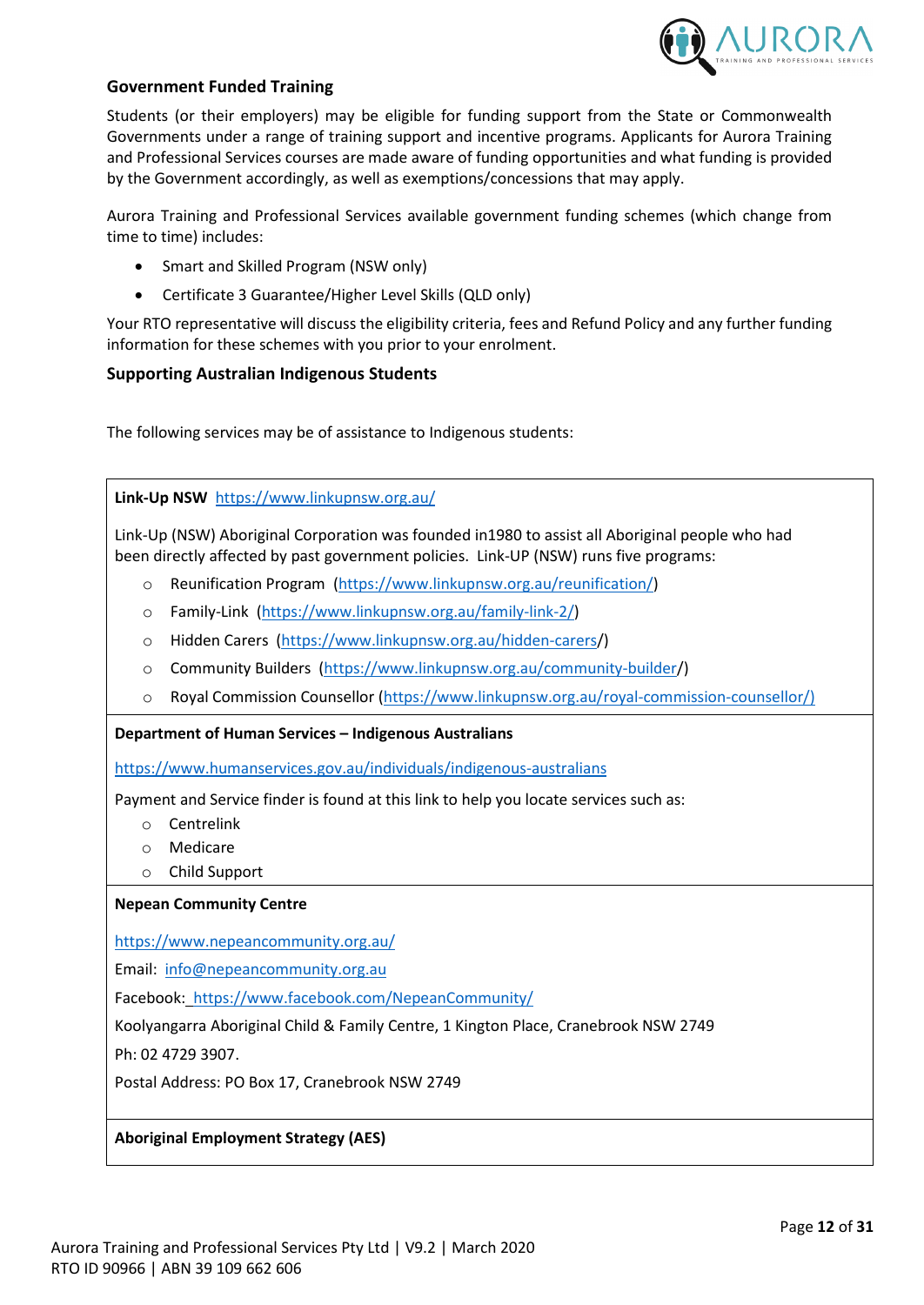## Government Funded Training

Students (or their employers) may be eligible for funding support from the State or Commonwealth Governments under a range of training support and incentive programs. Applicants for Aurora Training and Professional Services courses are made aware of funding opportunities and what funding is provided by the Government accordingly, as well as exemptions/concessions that may apply.

Aurora Training and Professional Services available government funding schemes (which change from time to time) includes:

- Smart and Skilled Program (NSW only)
- Certificate 3 Guarantee/Higher Level Skills (QLD only)

Your RTO representative will discuss the eligibility criteria, fees and Refund Policy and any further funding information for these schemes with you prior to your enrolment.

## Supporting Australian Indigenous Students

The following services may be of assistance to Indigenous students:

**Link-Up NSW** https://www.linkupnsw.org.au/

Link-Up (NSW) Aboriginal Corporation was founded in1980 to assist all Aboriginal people who had been directly affected by past government policies. Link-UP (NSW) runs five programs:

- Reunification Program (https://www.linkupnsw.org.au/reunification/)
- Family-Link (https://www.linkupnsw.org.au/family-link-2/)
- Hidden Carers (https://www.linkupnsw.org.au/hidden-carers/)
- Community Builders (https://www.linkupnsw.org.au/community-builder/)
- Royal Commission Counsellor (https://www.linkupnsw.org.au/royal-commission-counsellor/)

**Department of Human Services – Indigenous Australians**

https://www.humanservices.gov.au/individuals/indigenous-australians

Payment and Service finder is found at this link to help you locate services such as:

- Centrelink
- Medicare
- Child Support

**Nepean Community Centre**

https://www.nepeancommunity.org.au/

Email: info@nepeancommunity.org.au

Facebook: https://www.facebook.com/NepeanCommunity/

Koolyangarra Aboriginal Child & Family Centre, 1 Kington Place, Cranebrook NSW 2749

Ph: 02 4729 3907.

Postal Address: PO Box 17, Cranebrook NSW 2749

**Aboriginal Employment Strategy (AES)**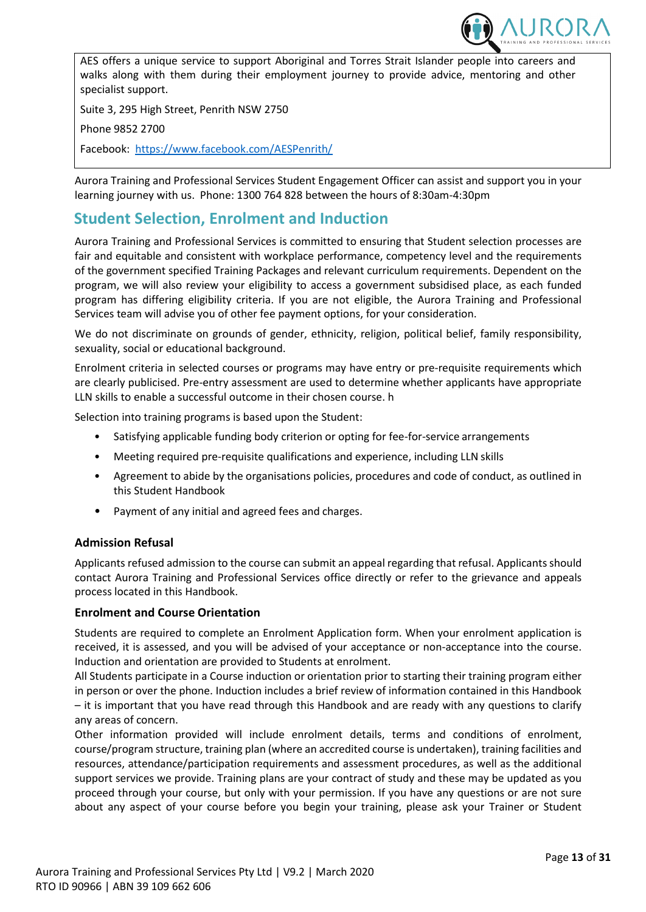AES offers a unique service to support Aboriginal and Torres Strait Islander people into careers and walks along with them during their employment journey to provide advice, mentoring and other specialist support.

Suite 3, 295 High Street, Penrith NSW 2750

Phone 9852 2700

Facebook: https://www.facebook.com/AESPenrith/

Aurora Training and Professional Services Student Engagement Officer can assist and support you in your learning journey with us. Phone: 1300 764 828 between the hours of 8:30am-4:30pm

## Student Selection, Enrolment and Induction

Aurora Training and Professional Services is committed to ensuring that Student selection processes are fair and equitable and consistent with workplace performance, competency level and the requirements of the government specified Training Packages and relevant curriculum requirements. Dependent on the program, we will also review your eligibility to access a government subsidised place, as each funded program has differing eligibility criteria. If you are not eligible, the Aurora Training and Professional Services team will advise you of other fee payment options, for your consideration.

We do not discriminate on grounds of gender, ethnicity, religion, political belief, family responsibility, sexuality, social or educational background.

Enrolment criteria in selected courses or programs may have entry or pre-requisite requirements which are clearly publicised. Pre-entry assessment are used to determine whether applicants have appropriate LLN skills to enable a successful outcome in their chosen course. h

Selection into training programs is based upon the Student:

- Satisfying applicable funding body criterion or opting for fee-for-service arrangements
- Meeting required pre-requisite qualifications and experience, including LLN skills
- Agreement to abide by the organisations policies, procedures and code of conduct, as outlined in this Student Handbook
- Payment of any initial and agreed fees and charges.

### Admission Refusal

Applicants refused admission to the course can submit an appeal regarding that refusal. Applicants should contact Aurora Training and Professional Services office directly or refer to the grievance and appeals process located in this Handbook.

### Enrolment and Course Orientation

Students are required to complete an Enrolment Application form. When your enrolment application is received, it is assessed, and you will be advised of your acceptance or non-acceptance into the course. Induction and orientation are provided to Students at enrolment.

All Students participate in a Course induction or orientation prior to starting their training program either in person or over the phone. Induction includes a brief review of information contained in this Handbook – it is important that you have read through this Handbook and are ready with any questions to clarify any areas of concern.

Other information provided will include enrolment details, terms and conditions of enrolment, course/program structure, training plan (where an accredited course is undertaken), training facilities and resources, attendance/participation requirements and assessment procedures, as well as the additional support services we provide. Training plans are your contract of study and these may be updated as you proceed through your course, but only with your permission. If you have any questions or are not sure about any aspect of your course before you begin your training, please ask your Trainer or Student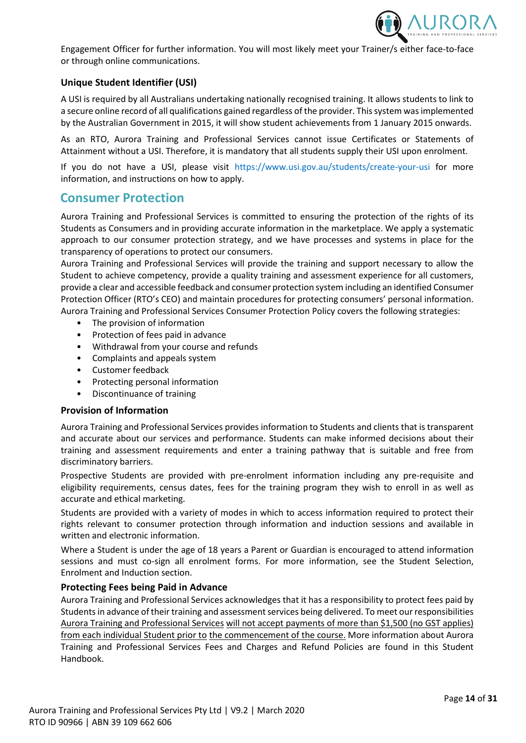Engagement Officer for further information. You will most likely meet your Trainer/s either face-to-face or through online communications.

### Unique Student Identifier (USI)

A USI is required by all Australians undertaking nationally recognised training. It allows students to link to a secure online record of all qualifications gained regardless of the provider. This system was implemented by the Australian Government in 2015, it will show student achievements from 1 January 2015 onwards.

As an RTO, Aurora Training and Professional Services cannot issue Certificates or Statements of Attainment without a USI. Therefore, it is mandatory that all students supply their USI upon enrolment.

If you do not have a USI, please visit https://www.usi.gov.au/students/create-your-usi for more information, and instructions on how to apply.

## Consumer Protection

Aurora Training and Professional Services is committed to ensuring the protection of the rights of its Students as Consumers and in providing accurate information in the marketplace. We apply a systematic approach to our consumer protection strategy, and we have processes and systems in place for the transparency of operations to protect our consumers.
Aurora Training and Professional Services will provide the training and support necessary to allow the Student to achieve competency, provide a quality training and assessment experience for all customers, provide a clear and accessible feedback and consumer protection system including an identified Consumer Protection Officer (RTO's CEO) and maintain procedures for protecting consumers' personal information.
Aurora Training and Professional Services Consumer Protection Policy covers the following strategies:

- The provision of information
- Protection of fees paid in advance
- Withdrawal from your course and refunds
- Complaints and appeals system
- Customer feedback
- Protecting personal information
- Discontinuance of training

### Provision of Information

Aurora Training and Professional Services provides information to Students and clients that is transparent and accurate about our services and performance. Students can make informed decisions about their training and assessment requirements and enter a training pathway that is suitable and free from discriminatory barriers.

Prospective Students are provided with pre-enrolment information including any pre-requisite and eligibility requirements, census dates, fees for the training program they wish to enroll in as well as accurate and ethical marketing.

Students are provided with a variety of modes in which to access information required to protect their rights relevant to consumer protection through information and induction sessions and available in written and electronic information.

Where a Student is under the age of 18 years a Parent or Guardian is encouraged to attend information sessions and must co-sign all enrolment forms. For more information, see the Student Selection, Enrolment and Induction section.

### Protecting Fees being Paid in Advance

Aurora Training and Professional Services acknowledges that it has a responsibility to protect fees paid by Students in advance of their training and assessment services being delivered. To meet our responsibilities <u>Aurora Training and Professional Services will not accept payments of more than $1,500 (no GST applies) from each individual Student prior to the commencement of the course.</u> More information about Aurora Training and Professional Services Fees and Charges and Refund Policies are found in this Student Handbook.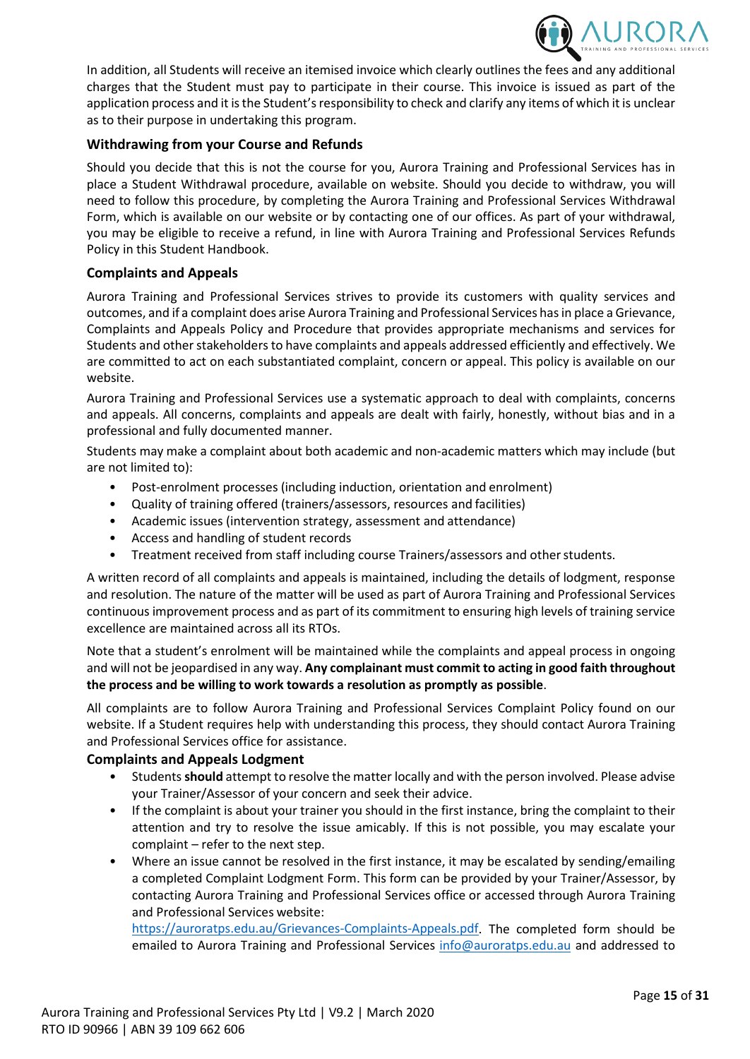In addition, all Students will receive an itemised invoice which clearly outlines the fees and any additional charges that the Student must pay to participate in their course. This invoice is issued as part of the application process and it is the Student's responsibility to check and clarify any items of which it is unclear as to their purpose in undertaking this program.

### Withdrawing from your Course and Refunds

Should you decide that this is not the course for you, Aurora Training and Professional Services has in place a Student Withdrawal procedure, available on website. Should you decide to withdraw, you will need to follow this procedure, by completing the Aurora Training and Professional Services Withdrawal Form, which is available on our website or by contacting one of our offices. As part of your withdrawal, you may be eligible to receive a refund, in line with Aurora Training and Professional Services Refunds Policy in this Student Handbook.

### Complaints and Appeals

Aurora Training and Professional Services strives to provide its customers with quality services and outcomes, and if a complaint does arise Aurora Training and Professional Services has in place a Grievance, Complaints and Appeals Policy and Procedure that provides appropriate mechanisms and services for Students and other stakeholders to have complaints and appeals addressed efficiently and effectively. We are committed to act on each substantiated complaint, concern or appeal. This policy is available on our website.

Aurora Training and Professional Services use a systematic approach to deal with complaints, concerns and appeals. All concerns, complaints and appeals are dealt with fairly, honestly, without bias and in a professional and fully documented manner.

Students may make a complaint about both academic and non-academic matters which may include (but are not limited to):

- Post-enrolment processes (including induction, orientation and enrolment)
- Quality of training offered (trainers/assessors, resources and facilities)
- Academic issues (intervention strategy, assessment and attendance)
- Access and handling of student records
- Treatment received from staff including course Trainers/assessors and other students.

A written record of all complaints and appeals is maintained, including the details of lodgment, response and resolution. The nature of the matter will be used as part of Aurora Training and Professional Services continuous improvement process and as part of its commitment to ensuring high levels of training service excellence are maintained across all its RTOs.

Note that a student's enrolment will be maintained while the complaints and appeal process in ongoing and will not be jeopardised in any way. **Any complainant must commit to acting in good faith throughout the process and be willing to work towards a resolution as promptly as possible**.

All complaints are to follow Aurora Training and Professional Services Complaint Policy found on our website. If a Student requires help with understanding this process, they should contact Aurora Training and Professional Services office for assistance.

### Complaints and Appeals Lodgment

- Students **should** attempt to resolve the matter locally and with the person involved. Please advise your Trainer/Assessor of your concern and seek their advice.
- If the complaint is about your trainer you should in the first instance, bring the complaint to their attention and try to resolve the issue amicably. If this is not possible, you may escalate your complaint – refer to the next step.
- Where an issue cannot be resolved in the first instance, it may be escalated by sending/emailing a completed Complaint Lodgment Form. This form can be provided by your Trainer/Assessor, by contacting Aurora Training and Professional Services office or accessed through Aurora Training and Professional Services website: https://auroratps.edu.au/Grievances-Complaints-Appeals.pdf. The completed form should be emailed to Aurora Training and Professional Services info@auroratps.edu.au and addressed to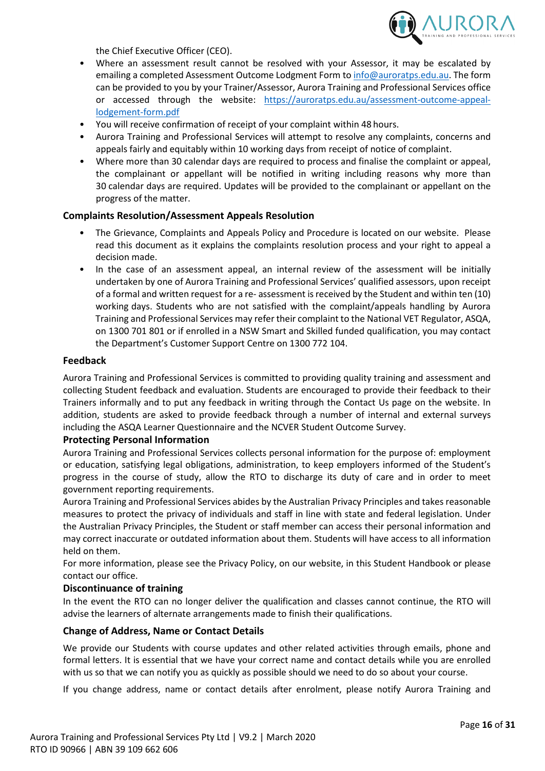the Chief Executive Officer (CEO).

- Where an assessment result cannot be resolved with your Assessor, it may be escalated by emailing a completed Assessment Outcome Lodgment Form to info@auroratps.edu.au. The form can be provided to you by your Trainer/Assessor, Aurora Training and Professional Services office or accessed through the website: https://auroratps.edu.au/assessment-outcome-appeal-lodgement-form.pdf
- You will receive confirmation of receipt of your complaint within 48 hours.
- Aurora Training and Professional Services will attempt to resolve any complaints, concerns and appeals fairly and equitably within 10 working days from receipt of notice of complaint.
- Where more than 30 calendar days are required to process and finalise the complaint or appeal, the complainant or appellant will be notified in writing including reasons why more than 30 calendar days are required. Updates will be provided to the complainant or appellant on the progress of the matter.

### Complaints Resolution/Assessment Appeals Resolution

- The Grievance, Complaints and Appeals Policy and Procedure is located on our website. Please read this document as it explains the complaints resolution process and your right to appeal a decision made.
- In the case of an assessment appeal, an internal review of the assessment will be initially undertaken by one of Aurora Training and Professional Services' qualified assessors, upon receipt of a formal and written request for a re- assessment is received by the Student and within ten (10) working days. Students who are not satisfied with the complaint/appeals handling by Aurora Training and Professional Services may refer their complaint to the National VET Regulator, ASQA, on 1300 701 801 or if enrolled in a NSW Smart and Skilled funded qualification, you may contact the Department's Customer Support Centre on 1300 772 104.

### Feedback

Aurora Training and Professional Services is committed to providing quality training and assessment and collecting Student feedback and evaluation. Students are encouraged to provide their feedback to their Trainers informally and to put any feedback in writing through the Contact Us page on the website. In addition, students are asked to provide feedback through a number of internal and external surveys including the ASQA Learner Questionnaire and the NCVER Student Outcome Survey.

### Protecting Personal Information

Aurora Training and Professional Services collects personal information for the purpose of: employment or education, satisfying legal obligations, administration, to keep employers informed of the Student's progress in the course of study, allow the RTO to discharge its duty of care and in order to meet government reporting requirements.

Aurora Training and Professional Services abides by the Australian Privacy Principles and takes reasonable measures to protect the privacy of individuals and staff in line with state and federal legislation. Under the Australian Privacy Principles, the Student or staff member can access their personal information and may correct inaccurate or outdated information about them. Students will have access to all information held on them.

For more information, please see the Privacy Policy, on our website, in this Student Handbook or please contact our office.

### Discontinuance of training

In the event the RTO can no longer deliver the qualification and classes cannot continue, the RTO will advise the learners of alternate arrangements made to finish their qualifications.

### Change of Address, Name or Contact Details

We provide our Students with course updates and other related activities through emails, phone and formal letters. It is essential that we have your correct name and contact details while you are enrolled with us so that we can notify you as quickly as possible should we need to do so about your course.

If you change address, name or contact details after enrolment, please notify Aurora Training and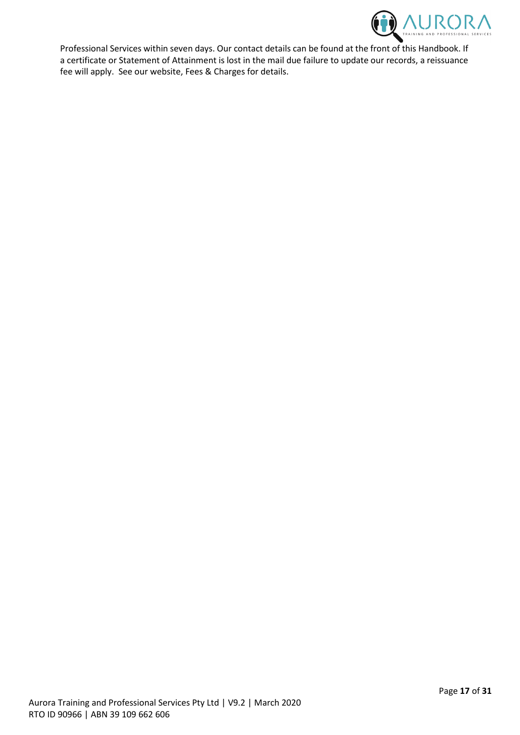Professional Services within seven days. Our contact details can be found at the front of this Handbook. If a certificate or Statement of Attainment is lost in the mail due failure to update our records, a reissuance fee will apply. See our website, Fees & Charges for details.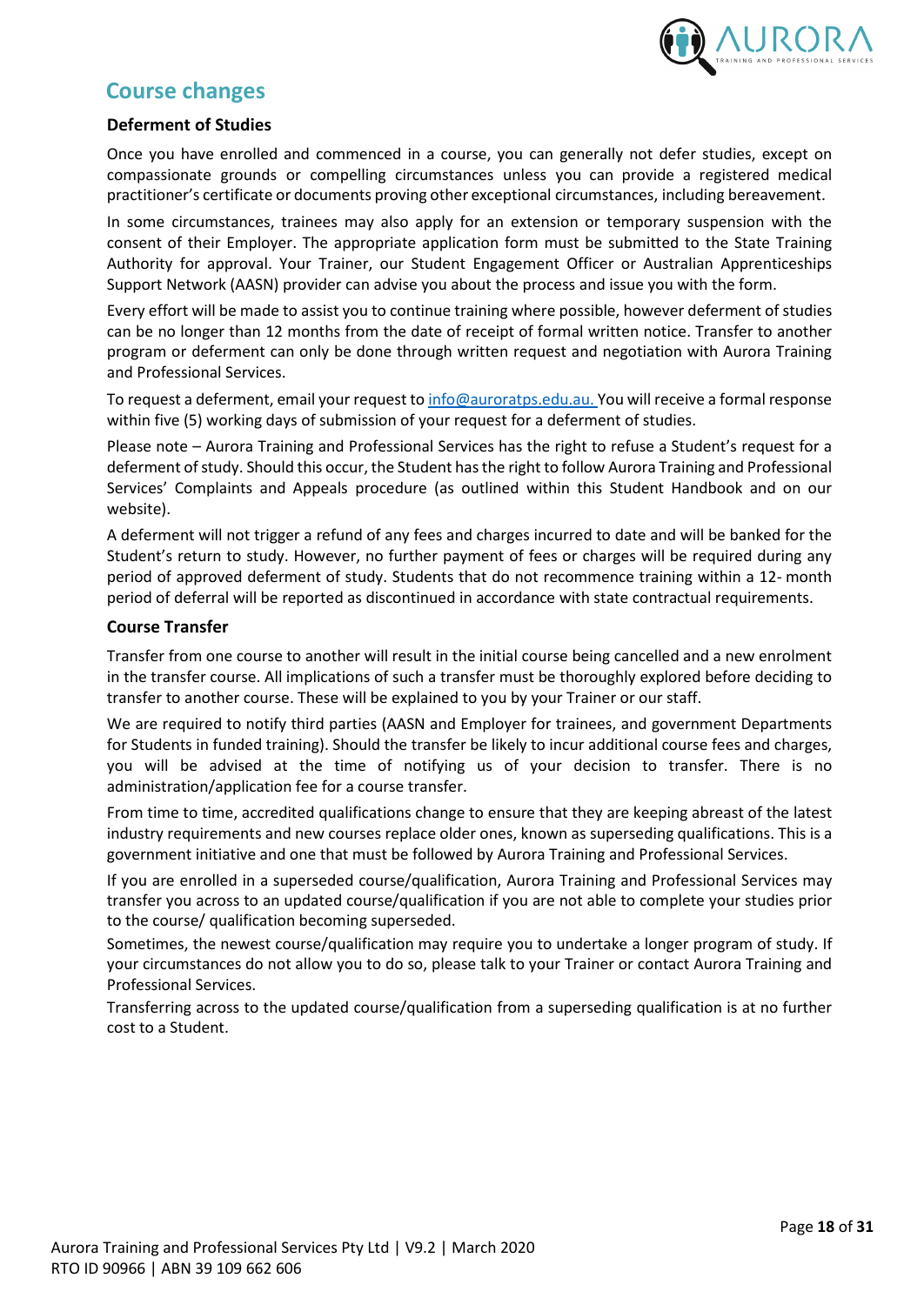## Course changes

### Deferment of Studies

Once you have enrolled and commenced in a course, you can generally not defer studies, except on compassionate grounds or compelling circumstances unless you can provide a registered medical practitioner's certificate or documents proving other exceptional circumstances, including bereavement.

In some circumstances, trainees may also apply for an extension or temporary suspension with the consent of their Employer. The appropriate application form must be submitted to the State Training Authority for approval. Your Trainer, our Student Engagement Officer or Australian Apprenticeships Support Network (AASN) provider can advise you about the process and issue you with the form.

Every effort will be made to assist you to continue training where possible, however deferment of studies can be no longer than 12 months from the date of receipt of formal written notice. Transfer to another program or deferment can only be done through written request and negotiation with Aurora Training and Professional Services.

To request a deferment, email your request to info@auroratps.edu.au. You will receive a formal response within five (5) working days of submission of your request for a deferment of studies.

Please note – Aurora Training and Professional Services has the right to refuse a Student's request for a deferment of study. Should this occur, the Student has the right to follow Aurora Training and Professional Services' Complaints and Appeals procedure (as outlined within this Student Handbook and on our website).

A deferment will not trigger a refund of any fees and charges incurred to date and will be banked for the Student's return to study. However, no further payment of fees or charges will be required during any period of approved deferment of study. Students that do not recommence training within a 12- month period of deferral will be reported as discontinued in accordance with state contractual requirements.

### Course Transfer

Transfer from one course to another will result in the initial course being cancelled and a new enrolment in the transfer course. All implications of such a transfer must be thoroughly explored before deciding to transfer to another course. These will be explained to you by your Trainer or our staff.

We are required to notify third parties (AASN and Employer for trainees, and government Departments for Students in funded training). Should the transfer be likely to incur additional course fees and charges, you will be advised at the time of notifying us of your decision to transfer. There is no administration/application fee for a course transfer.

From time to time, accredited qualifications change to ensure that they are keeping abreast of the latest industry requirements and new courses replace older ones, known as superseding qualifications. This is a government initiative and one that must be followed by Aurora Training and Professional Services.

If you are enrolled in a superseded course/qualification, Aurora Training and Professional Services may transfer you across to an updated course/qualification if you are not able to complete your studies prior to the course/ qualification becoming superseded.

Sometimes, the newest course/qualification may require you to undertake a longer program of study. If your circumstances do not allow you to do so, please talk to your Trainer or contact Aurora Training and Professional Services.

Transferring across to the updated course/qualification from a superseding qualification is at no further cost to a Student.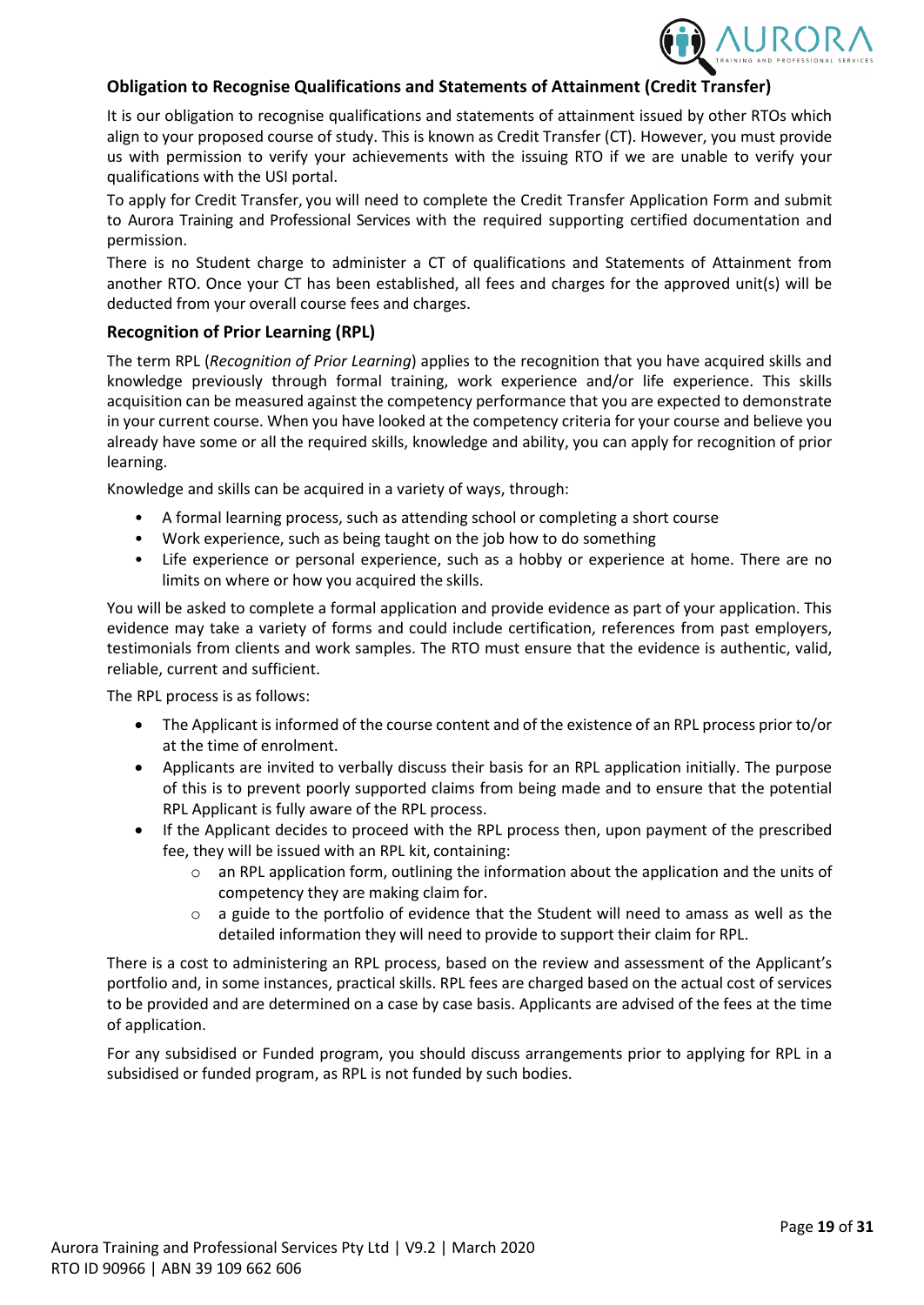### Obligation to Recognise Qualifications and Statements of Attainment (Credit Transfer)

It is our obligation to recognise qualifications and statements of attainment issued by other RTOs which align to your proposed course of study. This is known as Credit Transfer (CT). However, you must provide us with permission to verify your achievements with the issuing RTO if we are unable to verify your qualifications with the USI portal.

To apply for Credit Transfer, you will need to complete the Credit Transfer Application Form and submit to Aurora Training and Professional Services with the required supporting certified documentation and permission.

There is no Student charge to administer a CT of qualifications and Statements of Attainment from another RTO. Once your CT has been established, all fees and charges for the approved unit(s) will be deducted from your overall course fees and charges.

### Recognition of Prior Learning (RPL)

The term RPL (*Recognition of Prior Learning*) applies to the recognition that you have acquired skills and knowledge previously through formal training, work experience and/or life experience. This skills acquisition can be measured against the competency performance that you are expected to demonstrate in your current course. When you have looked at the competency criteria for your course and believe you already have some or all the required skills, knowledge and ability, you can apply for recognition of prior learning.

Knowledge and skills can be acquired in a variety of ways, through:

- A formal learning process, such as attending school or completing a short course
- Work experience, such as being taught on the job how to do something
- Life experience or personal experience, such as a hobby or experience at home. There are no limits on where or how you acquired the skills.

You will be asked to complete a formal application and provide evidence as part of your application. This evidence may take a variety of forms and could include certification, references from past employers, testimonials from clients and work samples. The RTO must ensure that the evidence is authentic, valid, reliable, current and sufficient.

The RPL process is as follows:

- The Applicant is informed of the course content and of the existence of an RPL process prior to/or at the time of enrolment.
- Applicants are invited to verbally discuss their basis for an RPL application initially. The purpose of this is to prevent poorly supported claims from being made and to ensure that the potential RPL Applicant is fully aware of the RPL process.
- If the Applicant decides to proceed with the RPL process then, upon payment of the prescribed fee, they will be issued with an RPL kit, containing:
  - an RPL application form, outlining the information about the application and the units of competency they are making claim for.
  - a guide to the portfolio of evidence that the Student will need to amass as well as the detailed information they will need to provide to support their claim for RPL.

There is a cost to administering an RPL process, based on the review and assessment of the Applicant's portfolio and, in some instances, practical skills. RPL fees are charged based on the actual cost of services to be provided and are determined on a case by case basis. Applicants are advised of the fees at the time of application.

For any subsidised or Funded program, you should discuss arrangements prior to applying for RPL in a subsidised or funded program, as RPL is not funded by such bodies.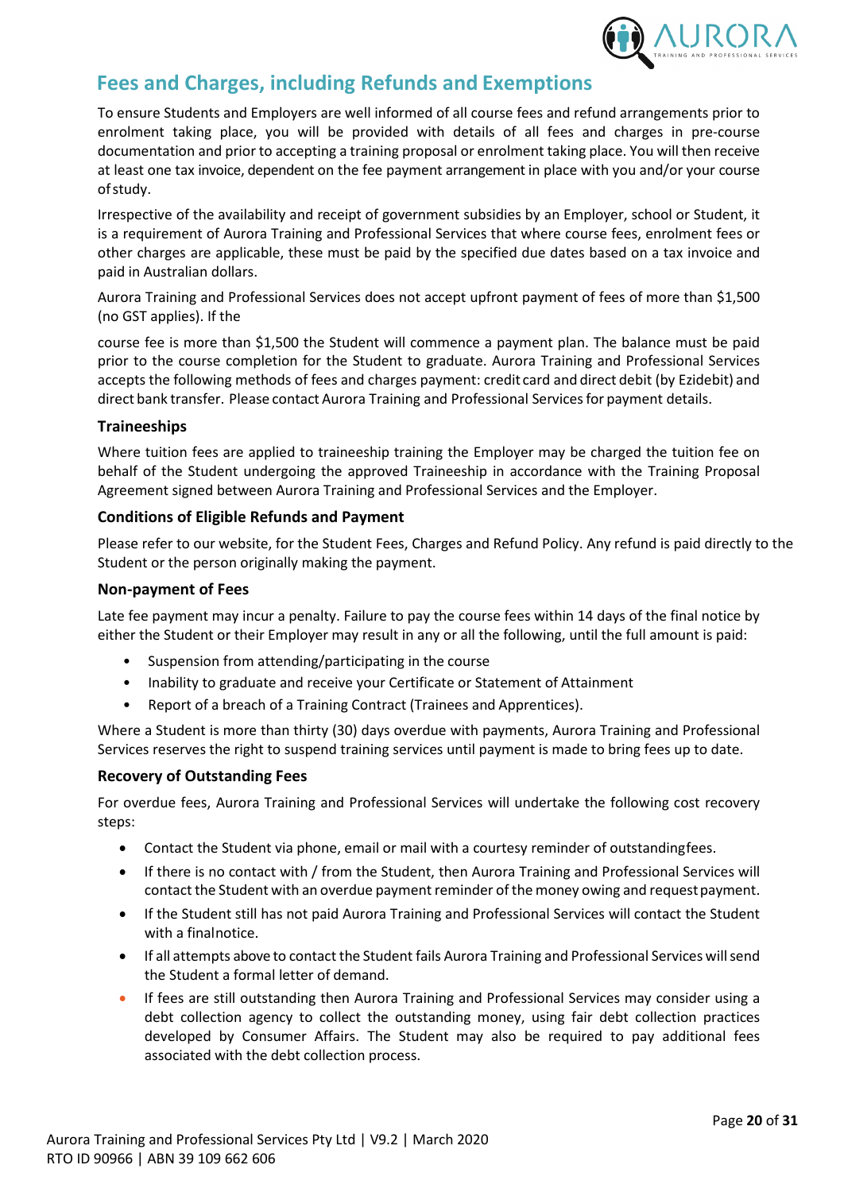## Fees and Charges, including Refunds and Exemptions

To ensure Students and Employers are well informed of all course fees and refund arrangements prior to enrolment taking place, you will be provided with details of all fees and charges in pre-course documentation and prior to accepting a training proposal or enrolment taking place. You will then receive at least one tax invoice, dependent on the fee payment arrangement in place with you and/or your course of study.

Irrespective of the availability and receipt of government subsidies by an Employer, school or Student, it is a requirement of Aurora Training and Professional Services that where course fees, enrolment fees or other charges are applicable, these must be paid by the specified due dates based on a tax invoice and paid in Australian dollars.

Aurora Training and Professional Services does not accept upfront payment of fees of more than $1,500 (no GST applies). If the

course fee is more than $1,500 the Student will commence a payment plan. The balance must be paid prior to the course completion for the Student to graduate. Aurora Training and Professional Services accepts the following methods of fees and charges payment: credit card and direct debit (by Ezidebit) and direct bank transfer. Please contact Aurora Training and Professional Services for payment details.

### Traineeships

Where tuition fees are applied to traineeship training the Employer may be charged the tuition fee on behalf of the Student undergoing the approved Traineeship in accordance with the Training Proposal Agreement signed between Aurora Training and Professional Services and the Employer.

### Conditions of Eligible Refunds and Payment

Please refer to our website, for the Student Fees, Charges and Refund Policy. Any refund is paid directly to the Student or the person originally making the payment.

### Non-payment of Fees

Late fee payment may incur a penalty. Failure to pay the course fees within 14 days of the final notice by either the Student or their Employer may result in any or all the following, until the full amount is paid:

- Suspension from attending/participating in the course
- Inability to graduate and receive your Certificate or Statement of Attainment
- Report of a breach of a Training Contract (Trainees and Apprentices).

Where a Student is more than thirty (30) days overdue with payments, Aurora Training and Professional Services reserves the right to suspend training services until payment is made to bring fees up to date.

### Recovery of Outstanding Fees

For overdue fees, Aurora Training and Professional Services will undertake the following cost recovery steps:

- Contact the Student via phone, email or mail with a courtesy reminder of outstanding fees.
- If there is no contact with / from the Student, then Aurora Training and Professional Services will contact the Student with an overdue payment reminder of the money owing and request payment.
- If the Student still has not paid Aurora Training and Professional Services will contact the Student with a final notice.
- If all attempts above to contact the Student fails Aurora Training and Professional Services will send the Student a formal letter of demand.
- If fees are still outstanding then Aurora Training and Professional Services may consider using a debt collection agency to collect the outstanding money, using fair debt collection practices developed by Consumer Affairs. The Student may also be required to pay additional fees associated with the debt collection process.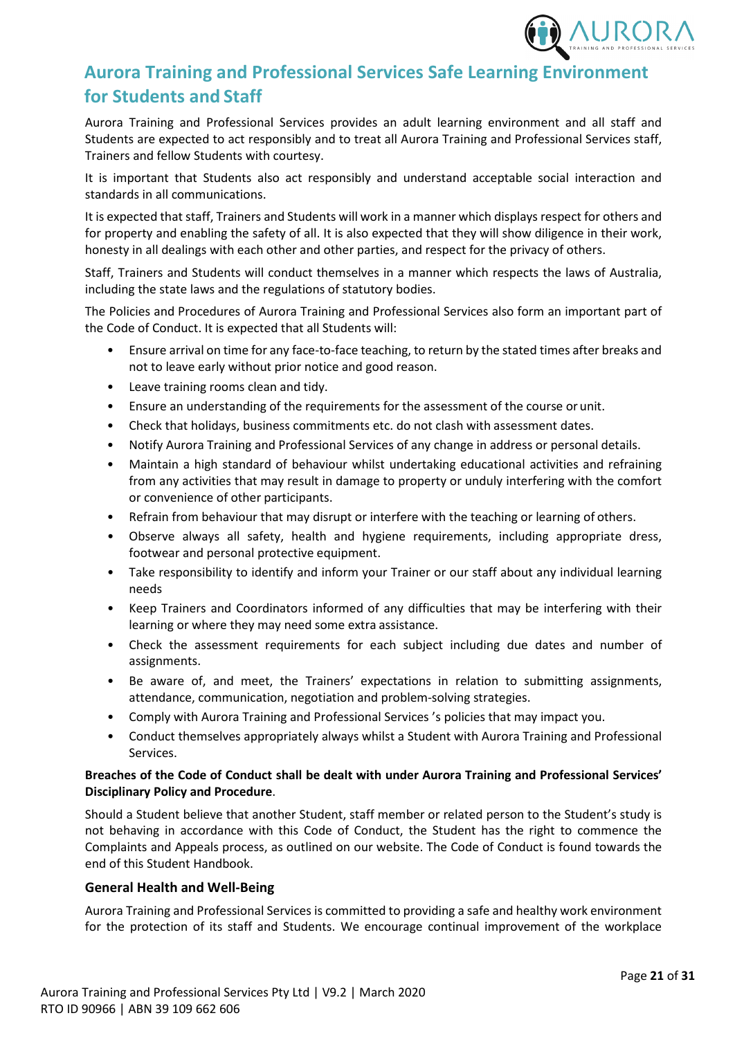## Aurora Training and Professional Services Safe Learning Environment for Students and Staff

Aurora Training and Professional Services provides an adult learning environment and all staff and Students are expected to act responsibly and to treat all Aurora Training and Professional Services staff, Trainers and fellow Students with courtesy.

It is important that Students also act responsibly and understand acceptable social interaction and standards in all communications.

It is expected that staff, Trainers and Students will work in a manner which displays respect for others and for property and enabling the safety of all. It is also expected that they will show diligence in their work, honesty in all dealings with each other and other parties, and respect for the privacy of others.

Staff, Trainers and Students will conduct themselves in a manner which respects the laws of Australia, including the state laws and the regulations of statutory bodies.

The Policies and Procedures of Aurora Training and Professional Services also form an important part of the Code of Conduct. It is expected that all Students will:

- Ensure arrival on time for any face-to-face teaching, to return by the stated times after breaks and not to leave early without prior notice and good reason.
- Leave training rooms clean and tidy.
- Ensure an understanding of the requirements for the assessment of the course or unit.
- Check that holidays, business commitments etc. do not clash with assessment dates.
- Notify Aurora Training and Professional Services of any change in address or personal details.
- Maintain a high standard of behaviour whilst undertaking educational activities and refraining from any activities that may result in damage to property or unduly interfering with the comfort or convenience of other participants.
- Refrain from behaviour that may disrupt or interfere with the teaching or learning of others.
- Observe always all safety, health and hygiene requirements, including appropriate dress, footwear and personal protective equipment.
- Take responsibility to identify and inform your Trainer or our staff about any individual learning needs
- Keep Trainers and Coordinators informed of any difficulties that may be interfering with their learning or where they may need some extra assistance.
- Check the assessment requirements for each subject including due dates and number of assignments.
- Be aware of, and meet, the Trainers' expectations in relation to submitting assignments, attendance, communication, negotiation and problem-solving strategies.
- Comply with Aurora Training and Professional Services 's policies that may impact you.
- Conduct themselves appropriately always whilst a Student with Aurora Training and Professional Services.

**Breaches of the Code of Conduct shall be dealt with under Aurora Training and Professional Services' Disciplinary Policy and Procedure**.

Should a Student believe that another Student, staff member or related person to the Student's study is not behaving in accordance with this Code of Conduct, the Student has the right to commence the Complaints and Appeals process, as outlined on our website. The Code of Conduct is found towards the end of this Student Handbook.

### General Health and Well-Being

Aurora Training and Professional Services is committed to providing a safe and healthy work environment for the protection of its staff and Students. We encourage continual improvement of the workplace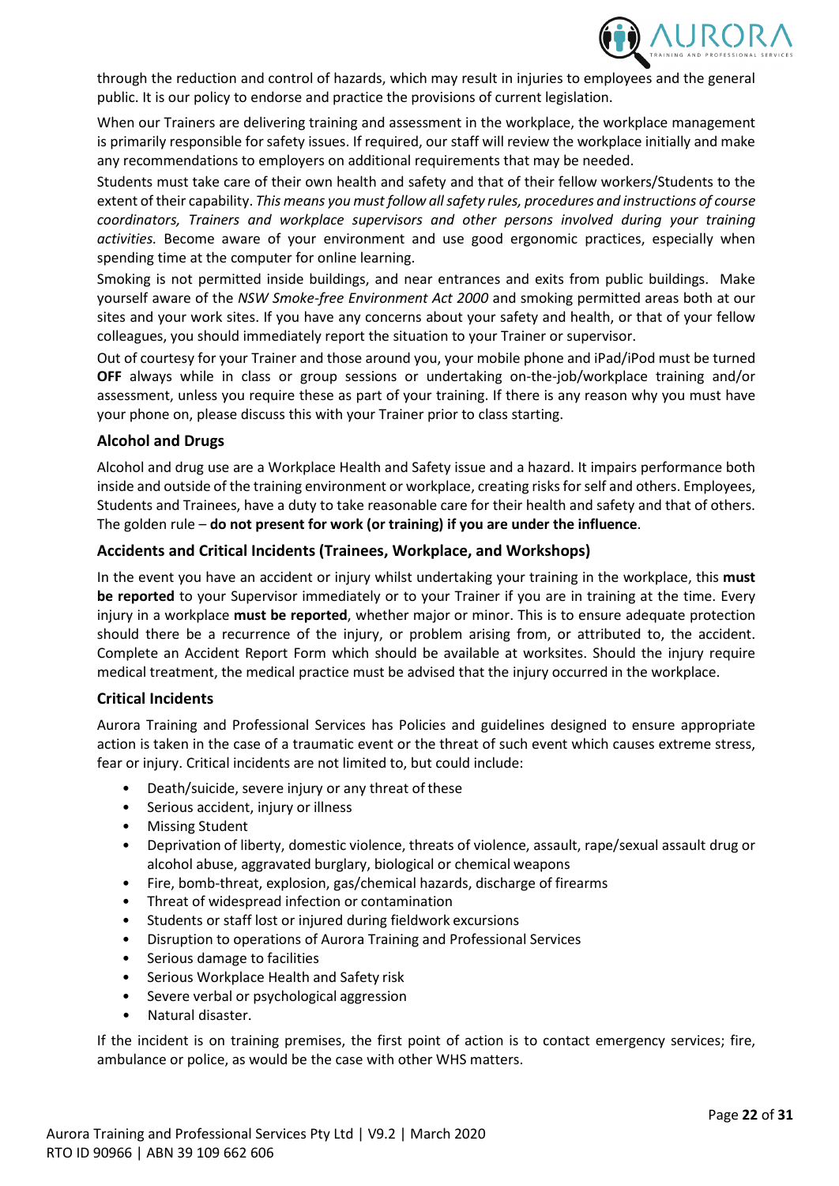through the reduction and control of hazards, which may result in injuries to employees and the general public. It is our policy to endorse and practice the provisions of current legislation.

When our Trainers are delivering training and assessment in the workplace, the workplace management is primarily responsible for safety issues. If required, our staff will review the workplace initially and make any recommendations to employers on additional requirements that may be needed.

Students must take care of their own health and safety and that of their fellow workers/Students to the extent of their capability. *This means you must follow all safety rules, procedures and instructions of course coordinators, Trainers and workplace supervisors and other persons involved during your training activities.* Become aware of your environment and use good ergonomic practices, especially when spending time at the computer for online learning.

Smoking is not permitted inside buildings, and near entrances and exits from public buildings. Make yourself aware of the *NSW Smoke-free Environment Act 2000* and smoking permitted areas both at our sites and your work sites. If you have any concerns about your safety and health, or that of your fellow colleagues, you should immediately report the situation to your Trainer or supervisor.

Out of courtesy for your Trainer and those around you, your mobile phone and iPad/iPod must be turned **OFF** always while in class or group sessions or undertaking on-the-job/workplace training and/or assessment, unless you require these as part of your training. If there is any reason why you must have your phone on, please discuss this with your Trainer prior to class starting.

### Alcohol and Drugs

Alcohol and drug use are a Workplace Health and Safety issue and a hazard. It impairs performance both inside and outside of the training environment or workplace, creating risks for self and others. Employees, Students and Trainees, have a duty to take reasonable care for their health and safety and that of others. The golden rule – **do not present for work (or training) if you are under the influence**.

### Accidents and Critical Incidents (Trainees, Workplace, and Workshops)

In the event you have an accident or injury whilst undertaking your training in the workplace, this **must be reported** to your Supervisor immediately or to your Trainer if you are in training at the time. Every injury in a workplace **must be reported**, whether major or minor. This is to ensure adequate protection should there be a recurrence of the injury, or problem arising from, or attributed to, the accident. Complete an Accident Report Form which should be available at worksites. Should the injury require medical treatment, the medical practice must be advised that the injury occurred in the workplace.

### Critical Incidents

Aurora Training and Professional Services has Policies and guidelines designed to ensure appropriate action is taken in the case of a traumatic event or the threat of such event which causes extreme stress, fear or injury. Critical incidents are not limited to, but could include:

- Death/suicide, severe injury or any threat of these
- Serious accident, injury or illness
- Missing Student
- Deprivation of liberty, domestic violence, threats of violence, assault, rape/sexual assault drug or alcohol abuse, aggravated burglary, biological or chemical weapons
- Fire, bomb-threat, explosion, gas/chemical hazards, discharge of firearms
- Threat of widespread infection or contamination
- Students or staff lost or injured during fieldwork excursions
- Disruption to operations of Aurora Training and Professional Services
- Serious damage to facilities
- Serious Workplace Health and Safety risk
- Severe verbal or psychological aggression
- Natural disaster.

If the incident is on training premises, the first point of action is to contact emergency services; fire, ambulance or police, as would be the case with other WHS matters.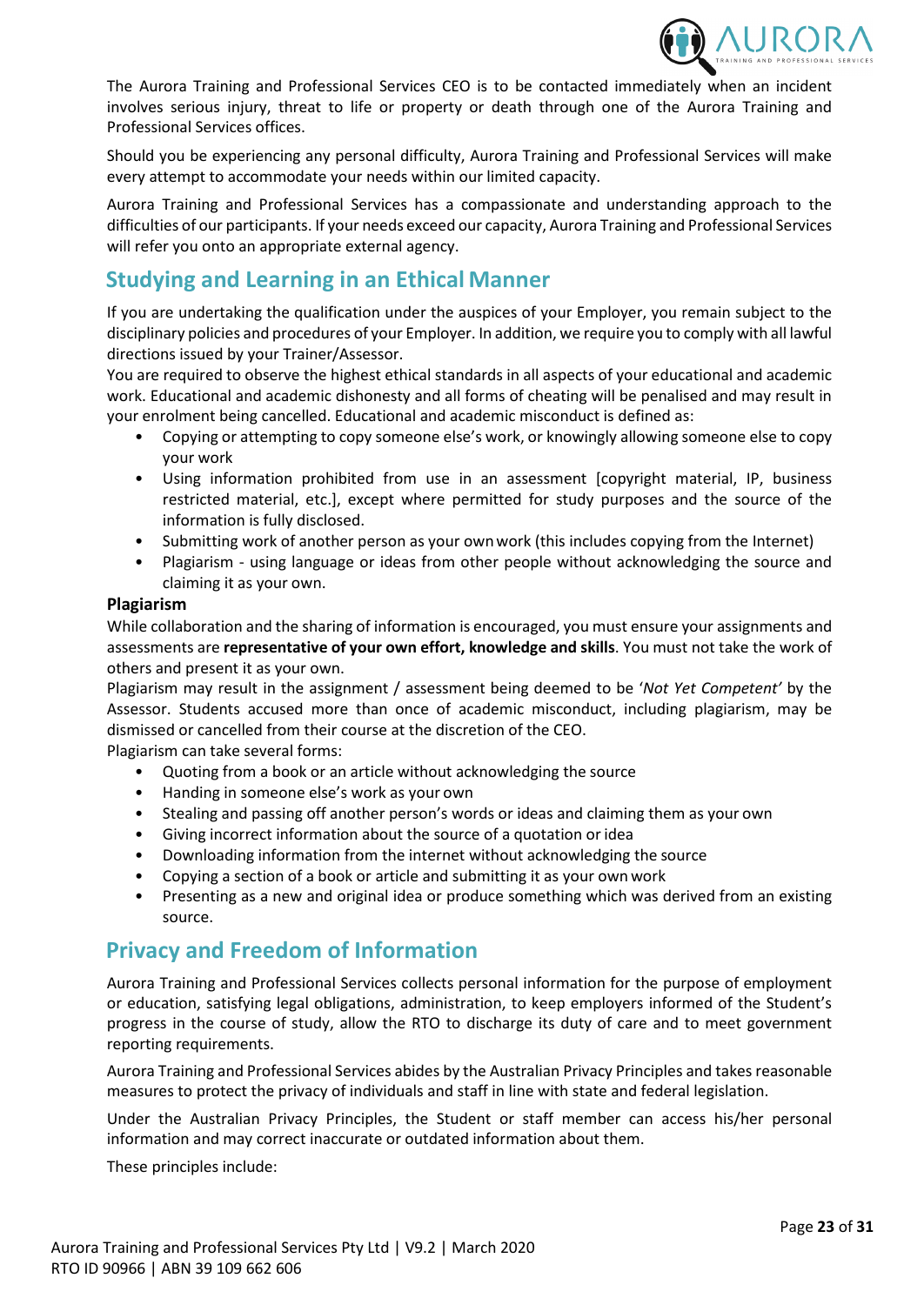The Aurora Training and Professional Services CEO is to be contacted immediately when an incident involves serious injury, threat to life or property or death through one of the Aurora Training and Professional Services offices.

Should you be experiencing any personal difficulty, Aurora Training and Professional Services will make every attempt to accommodate your needs within our limited capacity.

Aurora Training and Professional Services has a compassionate and understanding approach to the difficulties of our participants. If your needs exceed our capacity, Aurora Training and Professional Services will refer you onto an appropriate external agency.

## Studying and Learning in an Ethical Manner

If you are undertaking the qualification under the auspices of your Employer, you remain subject to the disciplinary policies and procedures of your Employer. In addition, we require you to comply with all lawful directions issued by your Trainer/Assessor.

You are required to observe the highest ethical standards in all aspects of your educational and academic work. Educational and academic dishonesty and all forms of cheating will be penalised and may result in your enrolment being cancelled. Educational and academic misconduct is defined as:

- Copying or attempting to copy someone else's work, or knowingly allowing someone else to copy your work
- Using information prohibited from use in an assessment [copyright material, IP, business restricted material, etc.], except where permitted for study purposes and the source of the information is fully disclosed.
- Submitting work of another person as your own work (this includes copying from the Internet)
- Plagiarism - using language or ideas from other people without acknowledging the source and claiming it as your own.

**Plagiarism**

While collaboration and the sharing of information is encouraged, you must ensure your assignments and assessments are **representative of your own effort, knowledge and skills**. You must not take the work of others and present it as your own.

Plagiarism may result in the assignment / assessment being deemed to be '*Not Yet Competent'* by the Assessor. Students accused more than once of academic misconduct, including plagiarism, may be dismissed or cancelled from their course at the discretion of the CEO.

Plagiarism can take several forms:

- Quoting from a book or an article without acknowledging the source
- Handing in someone else's work as your own
- Stealing and passing off another person's words or ideas and claiming them as your own
- Giving incorrect information about the source of a quotation or idea
- Downloading information from the internet without acknowledging the source
- Copying a section of a book or article and submitting it as your own work
- Presenting as a new and original idea or produce something which was derived from an existing source.

## Privacy and Freedom of Information

Aurora Training and Professional Services collects personal information for the purpose of employment or education, satisfying legal obligations, administration, to keep employers informed of the Student's progress in the course of study, allow the RTO to discharge its duty of care and to meet government reporting requirements.

Aurora Training and Professional Services abides by the Australian Privacy Principles and takes reasonable measures to protect the privacy of individuals and staff in line with state and federal legislation.

Under the Australian Privacy Principles, the Student or staff member can access his/her personal information and may correct inaccurate or outdated information about them.

These principles include: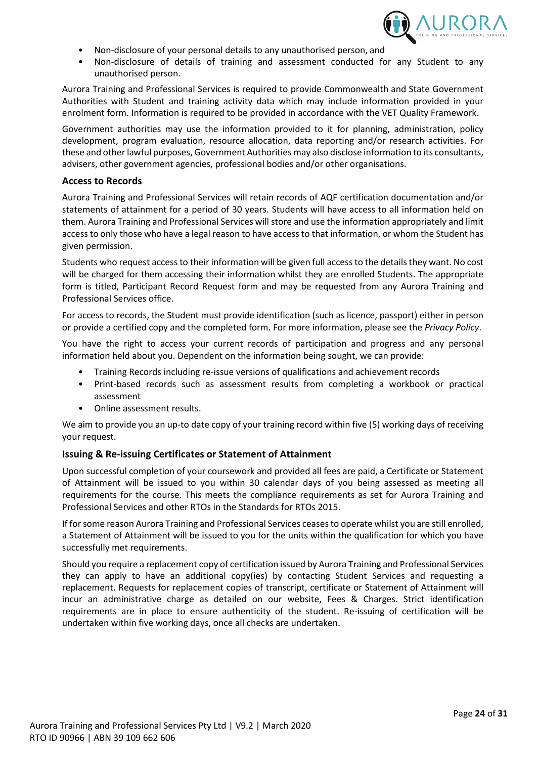- Non-disclosure of your personal details to any unauthorised person, and
- Non-disclosure of details of training and assessment conducted for any Student to any unauthorised person.

Aurora Training and Professional Services is required to provide Commonwealth and State Government Authorities with Student and training activity data which may include information provided in your enrolment form. Information is required to be provided in accordance with the VET Quality Framework.

Government authorities may use the information provided to it for planning, administration, policy development, program evaluation, resource allocation, data reporting and/or research activities. For these and other lawful purposes, Government Authorities may also disclose information to its consultants, advisers, other government agencies, professional bodies and/or other organisations.

### Access to Records

Aurora Training and Professional Services will retain records of AQF certification documentation and/or statements of attainment for a period of 30 years. Students will have access to all information held on them. Aurora Training and Professional Services will store and use the information appropriately and limit access to only those who have a legal reason to have access to that information, or whom the Student has given permission.

Students who request access to their information will be given full access to the details they want. No cost will be charged for them accessing their information whilst they are enrolled Students. The appropriate form is titled, Participant Record Request form and may be requested from any Aurora Training and Professional Services office.

For access to records, the Student must provide identification (such as licence, passport) either in person or provide a certified copy and the completed form. For more information, please see the *Privacy Policy*.

You have the right to access your current records of participation and progress and any personal information held about you. Dependent on the information being sought, we can provide:

- Training Records including re-issue versions of qualifications and achievement records
- Print-based records such as assessment results from completing a workbook or practical assessment
- Online assessment results.

We aim to provide you an up-to date copy of your training record within five (5) working days of receiving your request.

### Issuing & Re-issuing Certificates or Statement of Attainment

Upon successful completion of your coursework and provided all fees are paid, a Certificate or Statement of Attainment will be issued to you within 30 calendar days of you being assessed as meeting all requirements for the course. This meets the compliance requirements as set for Aurora Training and Professional Services and other RTOs in the Standards for RTOs 2015.

If for some reason Aurora Training and Professional Services ceases to operate whilst you are still enrolled, a Statement of Attainment will be issued to you for the units within the qualification for which you have successfully met requirements.

Should you require a replacement copy of certification issued by Aurora Training and Professional Services they can apply to have an additional copy(ies) by contacting Student Services and requesting a replacement. Requests for replacement copies of transcript, certificate or Statement of Attainment will incur an administrative charge as detailed on our website, Fees & Charges. Strict identification requirements are in place to ensure authenticity of the student. Re-issuing of certification will be undertaken within five working days, once all checks are undertaken.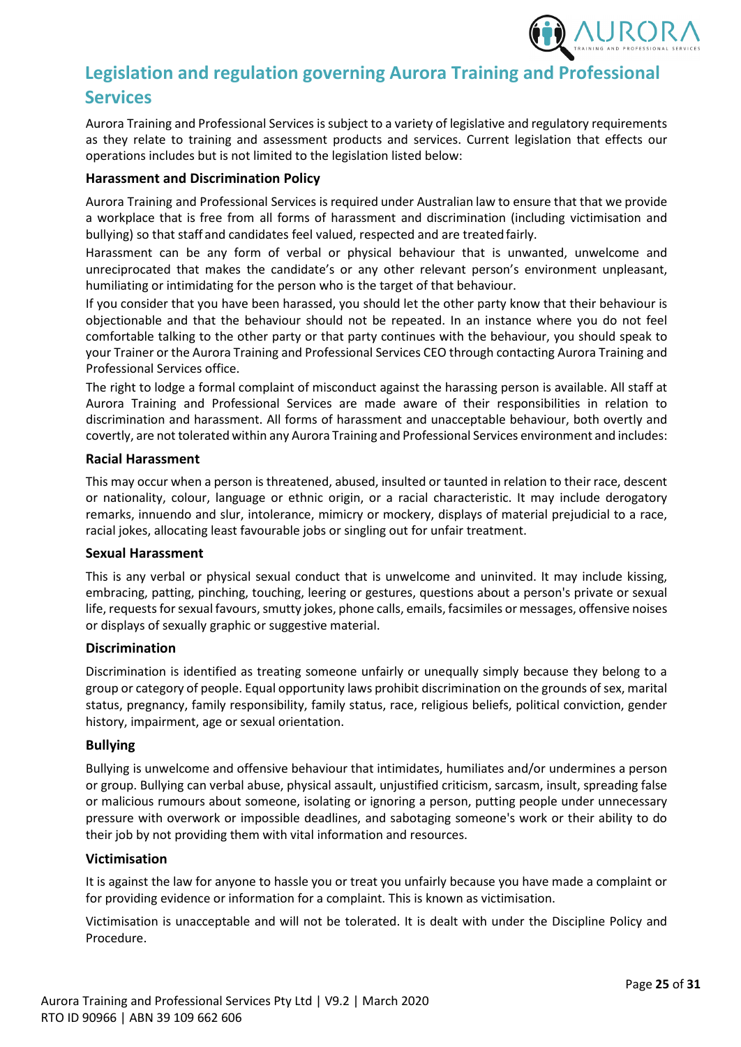## Legislation and regulation governing Aurora Training and Professional Services

Aurora Training and Professional Services is subject to a variety of legislative and regulatory requirements as they relate to training and assessment products and services. Current legislation that effects our operations includes but is not limited to the legislation listed below:

### Harassment and Discrimination Policy

Aurora Training and Professional Services is required under Australian law to ensure that that we provide a workplace that is free from all forms of harassment and discrimination (including victimisation and bullying) so that staff and candidates feel valued, respected and are treated fairly.

Harassment can be any form of verbal or physical behaviour that is unwanted, unwelcome and unreciprocated that makes the candidate's or any other relevant person's environment unpleasant, humiliating or intimidating for the person who is the target of that behaviour.

If you consider that you have been harassed, you should let the other party know that their behaviour is objectionable and that the behaviour should not be repeated. In an instance where you do not feel comfortable talking to the other party or that party continues with the behaviour, you should speak to your Trainer or the Aurora Training and Professional Services CEO through contacting Aurora Training and Professional Services office.

The right to lodge a formal complaint of misconduct against the harassing person is available. All staff at Aurora Training and Professional Services are made aware of their responsibilities in relation to discrimination and harassment. All forms of harassment and unacceptable behaviour, both overtly and covertly, are not tolerated within any Aurora Training and Professional Services environment and includes:

### Racial Harassment

This may occur when a person is threatened, abused, insulted or taunted in relation to their race, descent or nationality, colour, language or ethnic origin, or a racial characteristic. It may include derogatory remarks, innuendo and slur, intolerance, mimicry or mockery, displays of material prejudicial to a race, racial jokes, allocating least favourable jobs or singling out for unfair treatment.

### Sexual Harassment

This is any verbal or physical sexual conduct that is unwelcome and uninvited. It may include kissing, embracing, patting, pinching, touching, leering or gestures, questions about a person's private or sexual life, requests for sexual favours, smutty jokes, phone calls, emails, facsimiles or messages, offensive noises or displays of sexually graphic or suggestive material.

### Discrimination

Discrimination is identified as treating someone unfairly or unequally simply because they belong to a group or category of people. Equal opportunity laws prohibit discrimination on the grounds of sex, marital status, pregnancy, family responsibility, family status, race, religious beliefs, political conviction, gender history, impairment, age or sexual orientation.

### Bullying

Bullying is unwelcome and offensive behaviour that intimidates, humiliates and/or undermines a person or group. Bullying can verbal abuse, physical assault, unjustified criticism, sarcasm, insult, spreading false or malicious rumours about someone, isolating or ignoring a person, putting people under unnecessary pressure with overwork or impossible deadlines, and sabotaging someone's work or their ability to do their job by not providing them with vital information and resources.

### Victimisation

It is against the law for anyone to hassle you or treat you unfairly because you have made a complaint or for providing evidence or information for a complaint. This is known as victimisation.

Victimisation is unacceptable and will not be tolerated. It is dealt with under the Discipline Policy and Procedure.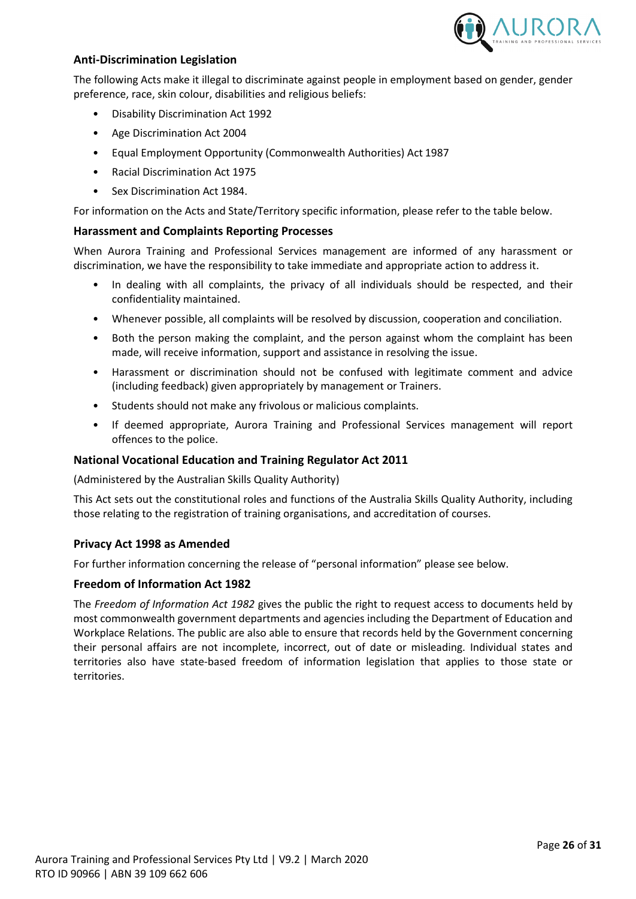### Anti-Discrimination Legislation

The following Acts make it illegal to discriminate against people in employment based on gender, gender preference, race, skin colour, disabilities and religious beliefs:

- Disability Discrimination Act 1992
- Age Discrimination Act 2004
- Equal Employment Opportunity (Commonwealth Authorities) Act 1987
- Racial Discrimination Act 1975
- Sex Discrimination Act 1984.

For information on the Acts and State/Territory specific information, please refer to the table below.

### Harassment and Complaints Reporting Processes

When Aurora Training and Professional Services management are informed of any harassment or discrimination, we have the responsibility to take immediate and appropriate action to address it.

- In dealing with all complaints, the privacy of all individuals should be respected, and their confidentiality maintained.
- Whenever possible, all complaints will be resolved by discussion, cooperation and conciliation.
- Both the person making the complaint, and the person against whom the complaint has been made, will receive information, support and assistance in resolving the issue.
- Harassment or discrimination should not be confused with legitimate comment and advice (including feedback) given appropriately by management or Trainers.
- Students should not make any frivolous or malicious complaints.
- If deemed appropriate, Aurora Training and Professional Services management will report offences to the police.

### National Vocational Education and Training Regulator Act 2011

(Administered by the Australian Skills Quality Authority)

This Act sets out the constitutional roles and functions of the Australia Skills Quality Authority, including those relating to the registration of training organisations, and accreditation of courses.

### Privacy Act 1998 as Amended

For further information concerning the release of "personal information" please see below.

### Freedom of Information Act 1982

The *Freedom of Information Act 1982* gives the public the right to request access to documents held by most commonwealth government departments and agencies including the Department of Education and Workplace Relations. The public are also able to ensure that records held by the Government concerning their personal affairs are not incomplete, incorrect, out of date or misleading. Individual states and territories also have state-based freedom of information legislation that applies to those state or territories.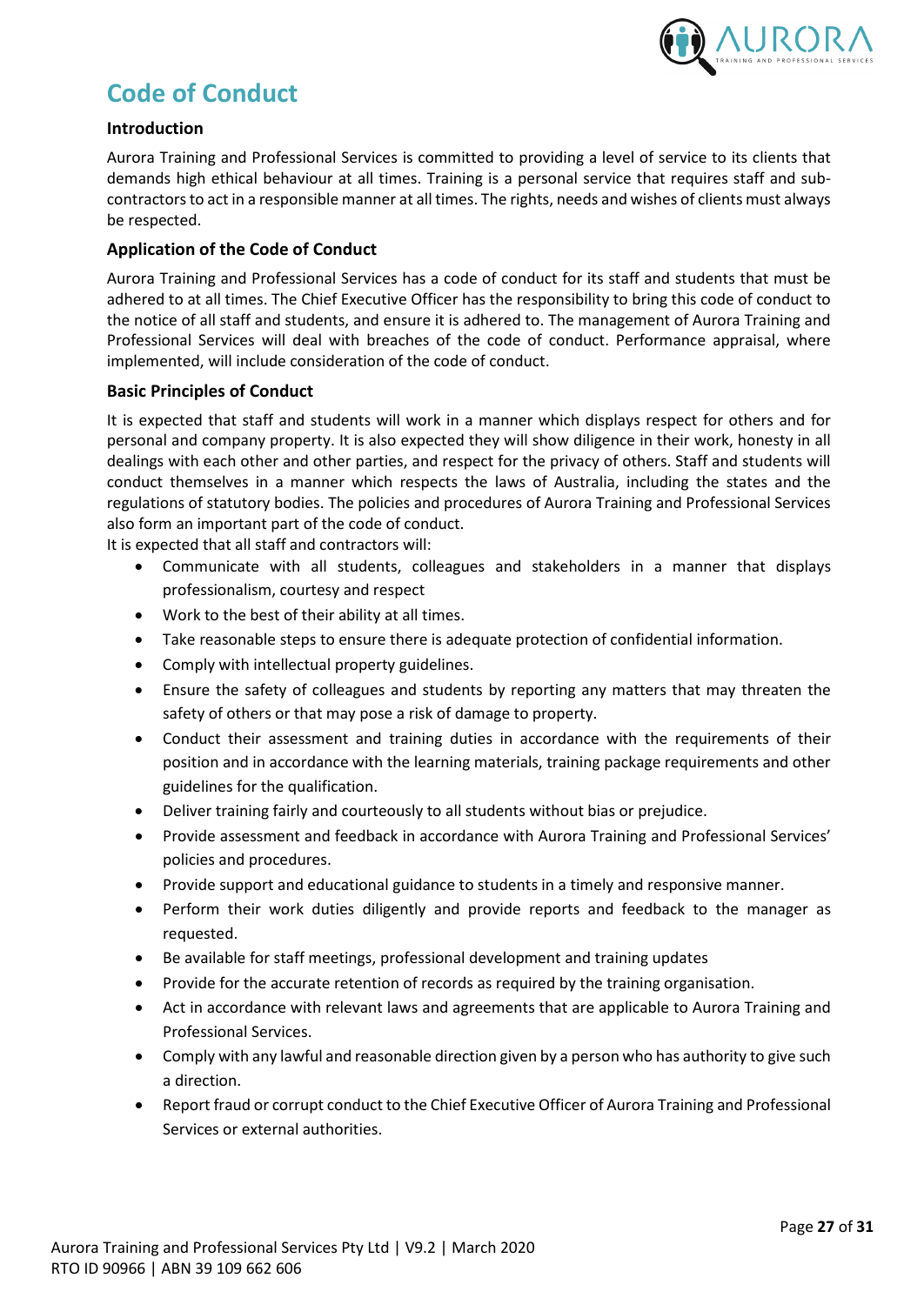# Code of Conduct

### Introduction

Aurora Training and Professional Services is committed to providing a level of service to its clients that demands high ethical behaviour at all times. Training is a personal service that requires staff and sub-contractors to act in a responsible manner at all times. The rights, needs and wishes of clients must always be respected.

### Application of the Code of Conduct

Aurora Training and Professional Services has a code of conduct for its staff and students that must be adhered to at all times. The Chief Executive Officer has the responsibility to bring this code of conduct to the notice of all staff and students, and ensure it is adhered to. The management of Aurora Training and Professional Services will deal with breaches of the code of conduct. Performance appraisal, where implemented, will include consideration of the code of conduct.

### Basic Principles of Conduct

It is expected that staff and students will work in a manner which displays respect for others and for personal and company property. It is also expected they will show diligence in their work, honesty in all dealings with each other and other parties, and respect for the privacy of others. Staff and students will conduct themselves in a manner which respects the laws of Australia, including the states and the regulations of statutory bodies. The policies and procedures of Aurora Training and Professional Services also form an important part of the code of conduct.

It is expected that all staff and contractors will:

- Communicate with all students, colleagues and stakeholders in a manner that displays professionalism, courtesy and respect
- Work to the best of their ability at all times.
- Take reasonable steps to ensure there is adequate protection of confidential information.
- Comply with intellectual property guidelines.
- Ensure the safety of colleagues and students by reporting any matters that may threaten the safety of others or that may pose a risk of damage to property.
- Conduct their assessment and training duties in accordance with the requirements of their position and in accordance with the learning materials, training package requirements and other guidelines for the qualification.
- Deliver training fairly and courteously to all students without bias or prejudice.
- Provide assessment and feedback in accordance with Aurora Training and Professional Services' policies and procedures.
- Provide support and educational guidance to students in a timely and responsive manner.
- Perform their work duties diligently and provide reports and feedback to the manager as requested.
- Be available for staff meetings, professional development and training updates
- Provide for the accurate retention of records as required by the training organisation.
- Act in accordance with relevant laws and agreements that are applicable to Aurora Training and Professional Services.
- Comply with any lawful and reasonable direction given by a person who has authority to give such a direction.
- Report fraud or corrupt conduct to the Chief Executive Officer of Aurora Training and Professional Services or external authorities.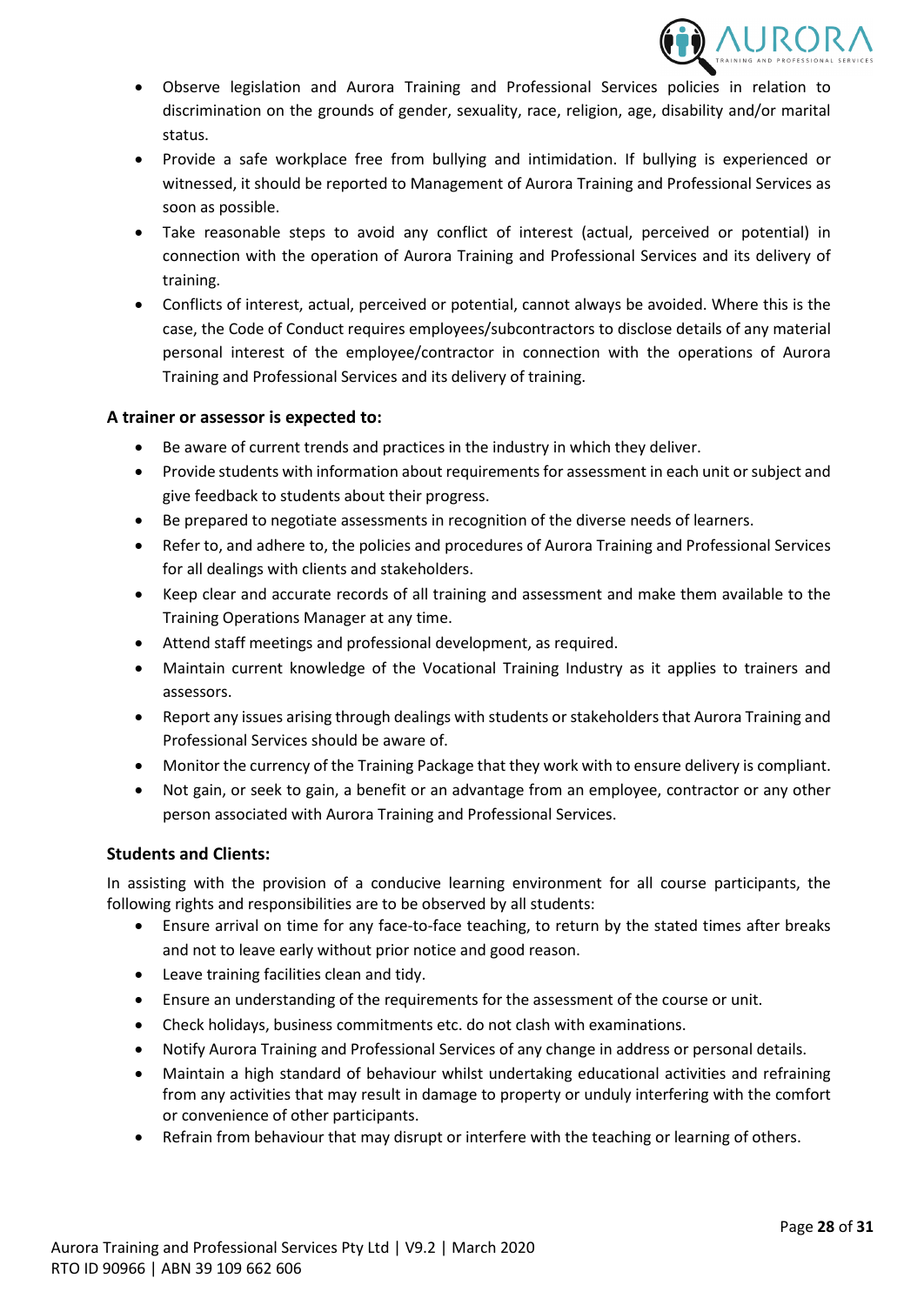- Observe legislation and Aurora Training and Professional Services policies in relation to discrimination on the grounds of gender, sexuality, race, religion, age, disability and/or marital status.
- Provide a safe workplace free from bullying and intimidation. If bullying is experienced or witnessed, it should be reported to Management of Aurora Training and Professional Services as soon as possible.
- Take reasonable steps to avoid any conflict of interest (actual, perceived or potential) in connection with the operation of Aurora Training and Professional Services and its delivery of training.
- Conflicts of interest, actual, perceived or potential, cannot always be avoided. Where this is the case, the Code of Conduct requires employees/subcontractors to disclose details of any material personal interest of the employee/contractor in connection with the operations of Aurora Training and Professional Services and its delivery of training.

**A trainer or assessor is expected to:**

- Be aware of current trends and practices in the industry in which they deliver.
- Provide students with information about requirements for assessment in each unit or subject and give feedback to students about their progress.
- Be prepared to negotiate assessments in recognition of the diverse needs of learners.
- Refer to, and adhere to, the policies and procedures of Aurora Training and Professional Services for all dealings with clients and stakeholders.
- Keep clear and accurate records of all training and assessment and make them available to the Training Operations Manager at any time.
- Attend staff meetings and professional development, as required.
- Maintain current knowledge of the Vocational Training Industry as it applies to trainers and assessors.
- Report any issues arising through dealings with students or stakeholders that Aurora Training and Professional Services should be aware of.
- Monitor the currency of the Training Package that they work with to ensure delivery is compliant.
- Not gain, or seek to gain, a benefit or an advantage from an employee, contractor or any other person associated with Aurora Training and Professional Services.

**Students and Clients:**

In assisting with the provision of a conducive learning environment for all course participants, the following rights and responsibilities are to be observed by all students:

- Ensure arrival on time for any face-to-face teaching, to return by the stated times after breaks and not to leave early without prior notice and good reason.
- Leave training facilities clean and tidy.
- Ensure an understanding of the requirements for the assessment of the course or unit.
- Check holidays, business commitments etc. do not clash with examinations.
- Notify Aurora Training and Professional Services of any change in address or personal details.
- Maintain a high standard of behaviour whilst undertaking educational activities and refraining from any activities that may result in damage to property or unduly interfering with the comfort or convenience of other participants.
- Refrain from behaviour that may disrupt or interfere with the teaching or learning of others.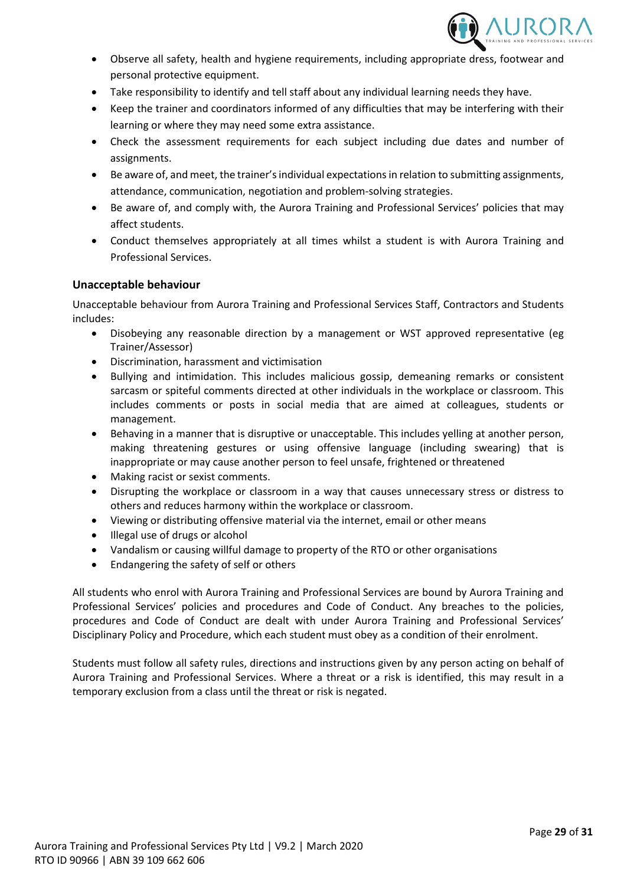- Observe all safety, health and hygiene requirements, including appropriate dress, footwear and personal protective equipment.
- Take responsibility to identify and tell staff about any individual learning needs they have.
- Keep the trainer and coordinators informed of any difficulties that may be interfering with their learning or where they may need some extra assistance.
- Check the assessment requirements for each subject including due dates and number of assignments.
- Be aware of, and meet, the trainer's individual expectations in relation to submitting assignments, attendance, communication, negotiation and problem-solving strategies.
- Be aware of, and comply with, the Aurora Training and Professional Services' policies that may affect students.
- Conduct themselves appropriately at all times whilst a student is with Aurora Training and Professional Services.

### Unacceptable behaviour

Unacceptable behaviour from Aurora Training and Professional Services Staff, Contractors and Students includes:

- Disobeying any reasonable direction by a management or WST approved representative (eg Trainer/Assessor)
- Discrimination, harassment and victimisation
- Bullying and intimidation. This includes malicious gossip, demeaning remarks or consistent sarcasm or spiteful comments directed at other individuals in the workplace or classroom. This includes comments or posts in social media that are aimed at colleagues, students or management.
- Behaving in a manner that is disruptive or unacceptable. This includes yelling at another person, making threatening gestures or using offensive language (including swearing) that is inappropriate or may cause another person to feel unsafe, frightened or threatened
- Making racist or sexist comments.
- Disrupting the workplace or classroom in a way that causes unnecessary stress or distress to others and reduces harmony within the workplace or classroom.
- Viewing or distributing offensive material via the internet, email or other means
- Illegal use of drugs or alcohol
- Vandalism or causing willful damage to property of the RTO or other organisations
- Endangering the safety of self or others

All students who enrol with Aurora Training and Professional Services are bound by Aurora Training and Professional Services' policies and procedures and Code of Conduct. Any breaches to the policies, procedures and Code of Conduct are dealt with under Aurora Training and Professional Services' Disciplinary Policy and Procedure, which each student must obey as a condition of their enrolment.

Students must follow all safety rules, directions and instructions given by any person acting on behalf of Aurora Training and Professional Services. Where a threat or a risk is identified, this may result in a temporary exclusion from a class until the threat or risk is negated.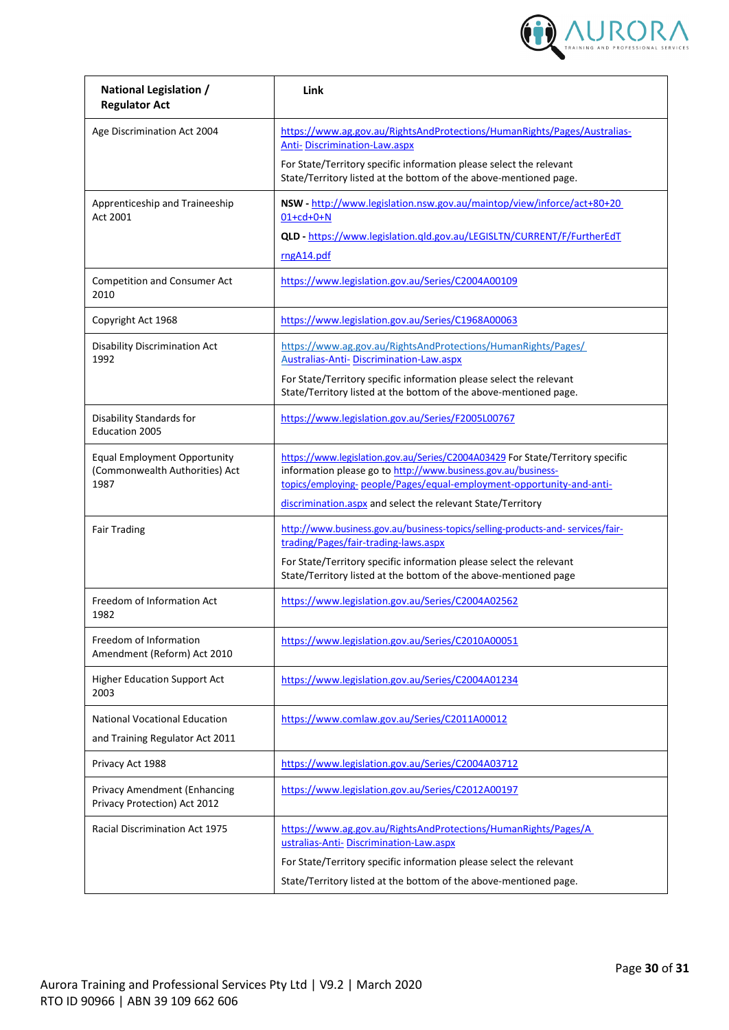| National Legislation / Regulator Act | Link |
|---|---|
| Age Discrimination Act 2004 | https://www.ag.gov.au/RightsAndProtections/HumanRights/Pages/Australias-Anti- Discrimination-Law.aspx<br><br>For State/Territory specific information please select the relevant State/Territory listed at the bottom of the above-mentioned page. |
| Apprenticeship and Traineeship Act 2001 | **NSW -** http://www.legislation.nsw.gov.au/maintop/view/inforce/act+80+20 01+cd+0+N<br><br>**QLD -** https://www.legislation.qld.gov.au/LEGISLTN/CURRENT/F/FurtherEdT rngA14.pdf |
| Competition and Consumer Act 2010 | https://www.legislation.gov.au/Series/C2004A00109 |
| Copyright Act 1968 | https://www.legislation.gov.au/Series/C1968A00063 |
| Disability Discrimination Act 1992 | https://www.ag.gov.au/RightsAndProtections/HumanRights/Pages/ Australias-Anti- Discrimination-Law.aspx<br><br>For State/Territory specific information please select the relevant State/Territory listed at the bottom of the above-mentioned page. |
| Disability Standards for Education 2005 | https://www.legislation.gov.au/Series/F2005L00767 |
| Equal Employment Opportunity (Commonwealth Authorities) Act 1987 | https://www.legislation.gov.au/Series/C2004A03429 For State/Territory specific information please go to http://www.business.gov.au/business-topics/employing- people/Pages/equal-employment-opportunity-and-anti-discrimination.aspx and select the relevant State/Territory |
| Fair Trading | http://www.business.gov.au/business-topics/selling-products-and- services/fair-trading/Pages/fair-trading-laws.aspx<br><br>For State/Territory specific information please select the relevant State/Territory listed at the bottom of the above-mentioned page |
| Freedom of Information Act 1982 | https://www.legislation.gov.au/Series/C2004A02562 |
| Freedom of Information Amendment (Reform) Act 2010 | https://www.legislation.gov.au/Series/C2010A00051 |
| Higher Education Support Act 2003 | https://www.legislation.gov.au/Series/C2004A01234 |
| National Vocational Education and Training Regulator Act 2011 | https://www.comlaw.gov.au/Series/C2011A00012 |
| Privacy Act 1988 | https://www.legislation.gov.au/Series/C2004A03712 |
| Privacy Amendment (Enhancing Privacy Protection) Act 2012 | https://www.legislation.gov.au/Series/C2012A00197 |
| Racial Discrimination Act 1975 | https://www.ag.gov.au/RightsAndProtections/HumanRights/Pages/A ustralias-Anti- Discrimination-Law.aspx<br><br>For State/Territory specific information please select the relevant State/Territory listed at the bottom of the above-mentioned page. |

Aurora Training and Professional Services Pty Ltd | V9.2 | March 2020
RTO ID 90966 | ABN 39 109 662 606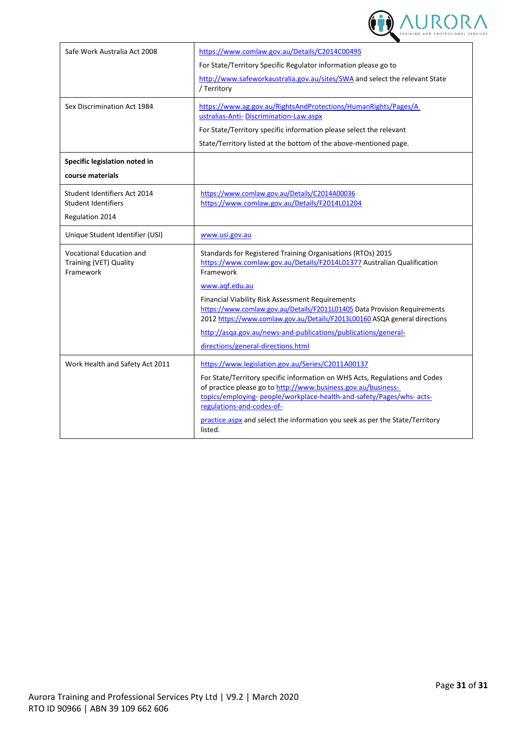| | |
|---|---|
| Safe Work Australia Act 2008 | https://www.comlaw.gov.au/Details/C2014C00495<br>For State/Territory Specific Regulator information please go to<br>http://www.safeworkaustralia.gov.au/sites/SWA and select the relevant State / Territory |
| Sex Discrimination Act 1984 | https://www.ag.gov.au/RightsAndProtections/HumanRights/Pages/Australias-Anti- Discrimination-Law.aspx<br>For State/Territory specific information please select the relevant<br>State/Territory listed at the bottom of the above-mentioned page. |
| **Specific legislation noted in course materials** | |
| Student Identifiers Act 2014 Student Identifiers Regulation 2014 | https://www.comlaw.gov.au/Details/C2014A00036<br>https://www.comlaw.gov.au/Details/F2014L01204 |
| Unique Student Identifier (USI) | www.usi.gov.au |
| Vocational Education and Training (VET) Quality Framework | Standards for Registered Training Organisations (RTOs) 2015 https://www.comlaw.gov.au/Details/F2014L01377 Australian Qualification Framework<br>www.aqf.edu.au<br>Financial Viability Risk Assessment Requirements https://www.comlaw.gov.au/Details/F2011L01405 Data Provision Requirements 2012 https://www.comlaw.gov.au/Details/F2013L00160 ASQA general directions<br>http://asqa.gov.au/news-and-publications/publications/general-directions/general-directions.html |
| Work Health and Safety Act 2011 | https://www.legislation.gov.au/Series/C2011A00137<br>For State/Territory specific information on WHS Acts, Regulations and Codes of practice please go to http://www.business.gov.au/business-topics/employing- people/workplace-health-and-safety/Pages/whs- acts-regulations-and-codes-of-practice.aspx and select the information you seek as per the State/Territory listed. |